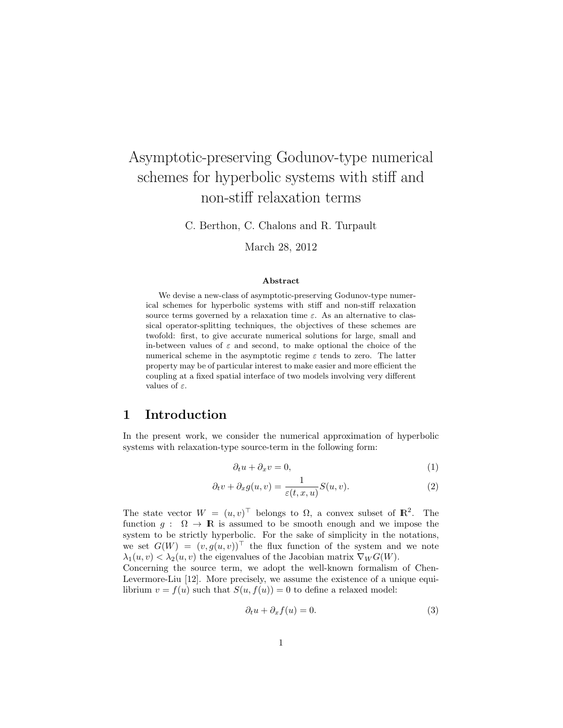# Asymptotic-preserving Godunov-type numerical schemes for hyperbolic systems with stiff and non-stiff relaxation terms

C. Berthon, C. Chalons and R. Turpault

March 28, 2012

### Abstract

We devise a new-class of asymptotic-preserving Godunov-type numerical schemes for hyperbolic systems with stiff and non-stiff relaxation source terms governed by a relaxation time $\varepsilon$. As an alternative to classical operator-splitting techniques, the objectives of these schemes are twofold: first, to give accurate numerical solutions for large, small and in-between values of $\varepsilon$ and second, to make optional the choice of the numerical scheme in the asymptotic regime $\varepsilon$ tends to zero. The latter property may be of particular interest to make easier and more efficient the coupling at a fixed spatial interface of two models involving very different values of $\varepsilon$.

## 1 Introduction

In the present work, we consider the numerical approximation of hyperbolic systems with relaxation-type source-term in the following form:

$$\partial_t u + \partial_x v = 0, \tag{1}$$

$$\partial_t v + \partial_x g(u, v) = \frac{1}{\varepsilon(t, x, u)} S(u, v). \tag{2}$$

The state vector $W = (u, v)^\top$ belongs to $\Omega$, a convex subset of $\mathbb{R}^2$. The function $g : \Omega \to \mathbb{R}$ is assumed to be smooth enough and we impose the system to be strictly hyperbolic. For the sake of simplicity in the notations, we set $G(W) = (v, g(u, v))^\top$ the flux function of the system and we note $\lambda_1(u, v) < \lambda_2(u, v)$ the eigenvalues of the Jacobian matrix $\nabla_W G(W)$.
Concerning the source term, we adopt the well-known formalism of Chen-Levermore-Liu [12]. More precisely, we assume the existence of a unique equilibrium $v = f(u)$ such that $S(u, f(u)) = 0$ to define a relaxed model:

$$\partial_t u + \partial_x f(u) = 0. \tag{3}$$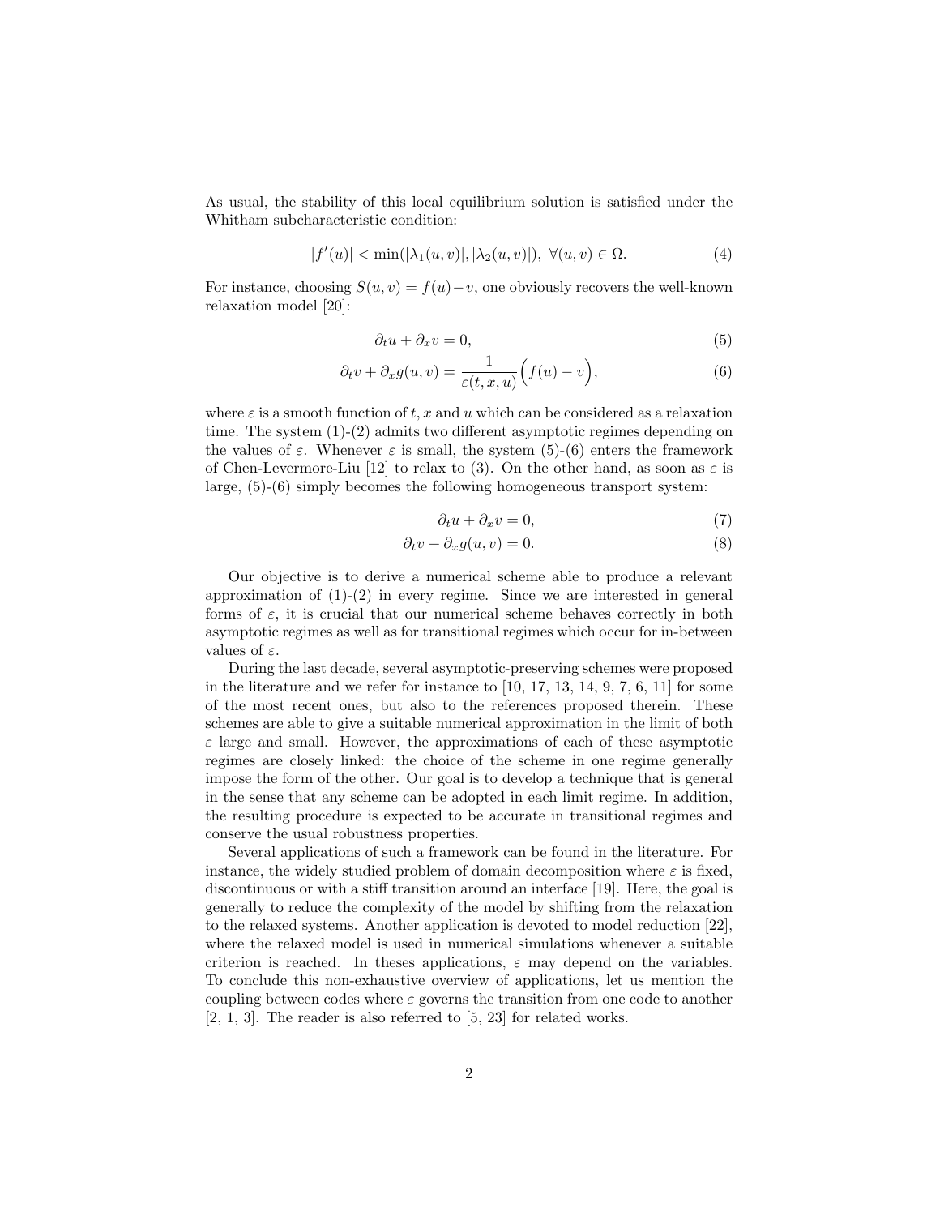As usual, the stability of this local equilibrium solution is satisfied under the Whitham subcharacteristic condition:

$$|f'(u)| < \min(|\lambda_1(u,v)|, |\lambda_2(u,v)|), \ \forall (u,v) \in \Omega. \tag{4}$$

For instance, choosing $S(u,v) = f(u) - v$, one obviously recovers the well-known relaxation model [20]:

$$\partial_t u + \partial_x v = 0, \tag{5}$$

$$\partial_t v + \partial_x g(u,v) = \frac{1}{\varepsilon(t,x,u)}\Big(f(u) - v\Big), \tag{6}$$

where $\varepsilon$ is a smooth function of $t$, $x$ and $u$ which can be considered as a relaxation time. The system (1)-(2) admits two different asymptotic regimes depending on the values of $\varepsilon$. Whenever $\varepsilon$ is small, the system (5)-(6) enters the framework of Chen-Levermore-Liu [12] to relax to (3). On the other hand, as soon as $\varepsilon$ is large, (5)-(6) simply becomes the following homogeneous transport system:

$$\partial_t u + \partial_x v = 0, \tag{7}$$

$$\partial_t v + \partial_x g(u,v) = 0. \tag{8}$$

Our objective is to derive a numerical scheme able to produce a relevant approximation of (1)-(2) in every regime. Since we are interested in general forms of $\varepsilon$, it is crucial that our numerical scheme behaves correctly in both asymptotic regimes as well as for transitional regimes which occur for in-between values of $\varepsilon$.

During the last decade, several asymptotic-preserving schemes were proposed in the literature and we refer for instance to [10, 17, 13, 14, 9, 7, 6, 11] for some of the most recent ones, but also to the references proposed therein. These schemes are able to give a suitable numerical approximation in the limit of both $\varepsilon$ large and small. However, the approximations of each of these asymptotic regimes are closely linked: the choice of the scheme in one regime generally impose the form of the other. Our goal is to develop a technique that is general in the sense that any scheme can be adopted in each limit regime. In addition, the resulting procedure is expected to be accurate in transitional regimes and conserve the usual robustness properties.

Several applications of such a framework can be found in the literature. For instance, the widely studied problem of domain decomposition where $\varepsilon$ is fixed, discontinuous or with a stiff transition around an interface [19]. Here, the goal is generally to reduce the complexity of the model by shifting from the relaxation to the relaxed systems. Another application is devoted to model reduction [22], where the relaxed model is used in numerical simulations whenever a suitable criterion is reached. In theses applications, $\varepsilon$ may depend on the variables. To conclude this non-exhaustive overview of applications, let us mention the coupling between codes where $\varepsilon$ governs the transition from one code to another [2, 1, 3]. The reader is also referred to [5, 23] for related works.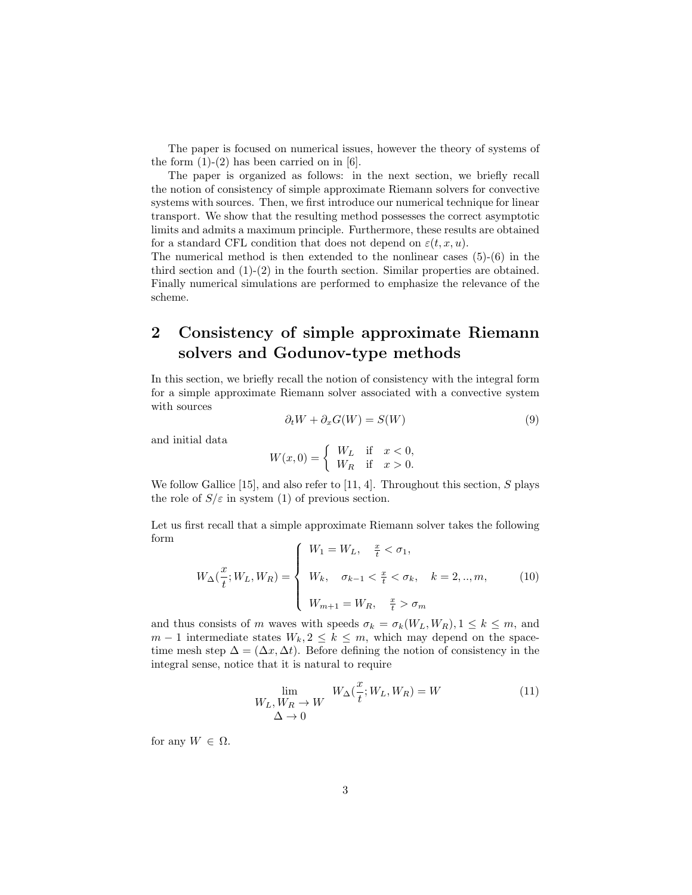The paper is focused on numerical issues, however the theory of systems of the form (1)-(2) has been carried on in [6].

The paper is organized as follows: in the next section, we briefly recall the notion of consistency of simple approximate Riemann solvers for convective systems with sources. Then, we first introduce our numerical technique for linear transport. We show that the resulting method possesses the correct asymptotic limits and admits a maximum principle. Furthermore, these results are obtained for a standard CFL condition that does not depend on $\varepsilon(t, x, u)$.
The numerical method is then extended to the nonlinear cases (5)-(6) in the third section and (1)-(2) in the fourth section. Similar properties are obtained. Finally numerical simulations are performed to emphasize the relevance of the scheme.

## 2 Consistency of simple approximate Riemann solvers and Godunov-type methods

In this section, we briefly recall the notion of consistency with the integral form for a simple approximate Riemann solver associated with a convective system with sources

$$\partial_t W + \partial_x G(W) = S(W) \tag{9}$$

and initial data

$$W(x, 0) = \begin{cases} W_L & \text{if} \quad x < 0, \\ W_R & \text{if} \quad x > 0. \end{cases}$$

We follow Gallice [15], and also refer to [11, 4]. Throughout this section, $S$ plays the role of $S/\varepsilon$ in system (1) of previous section.

Let us first recall that a simple approximate Riemann solver takes the following form

$$W_\Delta(\frac{x}{t}; W_L, W_R) = \begin{cases} W_1 = W_L, & \frac{x}{t} < \sigma_1, \\ \\ W_k, & \sigma_{k-1} < \frac{x}{t} < \sigma_k, \quad k = 2, .., m, \\ \\ W_{m+1} = W_R, & \frac{x}{t} > \sigma_m \end{cases} \tag{10}$$

and thus consists of $m$ waves with speeds $\sigma_k = \sigma_k(W_L, W_R), 1 \leq k \leq m$, and $m - 1$ intermediate states $W_k, 2 \leq k \leq m$, which may depend on the space-time mesh step $\Delta = (\Delta x, \Delta t)$. Before defining the notion of consistency in the integral sense, notice that it is natural to require

$$\lim_{\substack{W_L, W_R \to W \\ \Delta \to 0}} W_\Delta(\frac{x}{t}; W_L, W_R) = W \tag{11}$$

for any $W \in \Omega$.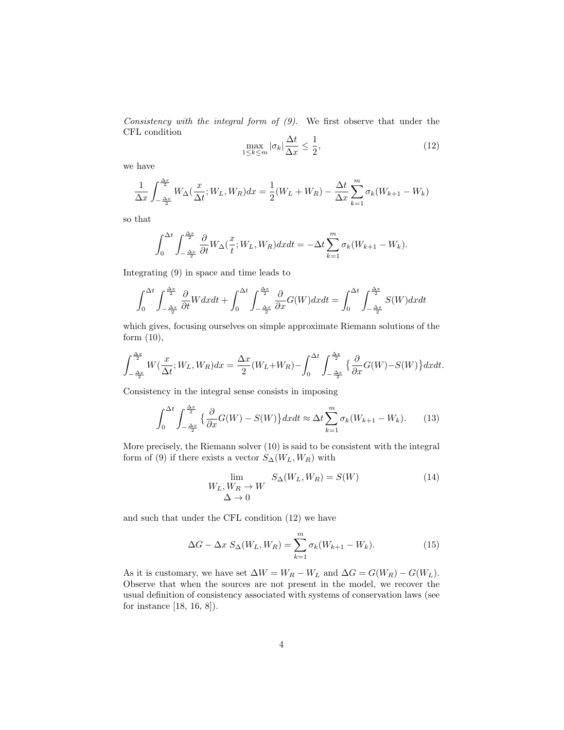*Consistency with the integral form of (9).* We first observe that under the CFL condition

$$\max_{1 \leq k \leq m} |\sigma_k| \frac{\Delta t}{\Delta x} \leq \frac{1}{2}, \tag{12}$$

we have

$$\frac{1}{\Delta x} \int_{-\frac{\Delta x}{2}}^{\frac{\Delta x}{2}} W_\Delta(\frac{x}{\Delta t}; W_L, W_R) dx = \frac{1}{2}(W_L + W_R) - \frac{\Delta t}{\Delta x} \sum_{k=1}^{m} \sigma_k (W_{k+1} - W_k)$$

so that

$$\int_0^{\Delta t} \int_{-\frac{\Delta x}{2}}^{\frac{\Delta x}{2}} \frac{\partial}{\partial t} W_\Delta(\frac{x}{t}; W_L, W_R) dx dt = -\Delta t \sum_{k=1}^{m} \sigma_k (W_{k+1} - W_k).$$

Integrating (9) in space and time leads to

$$\int_0^{\Delta t} \int_{-\frac{\Delta x}{2}}^{\frac{\Delta x}{2}} \frac{\partial}{\partial t} W dx dt + \int_0^{\Delta t} \int_{-\frac{\Delta x}{2}}^{\frac{\Delta x}{2}} \frac{\partial}{\partial x} G(W) dx dt = \int_0^{\Delta t} \int_{-\frac{\Delta x}{2}}^{\frac{\Delta x}{2}} S(W) dx dt$$

which gives, focusing ourselves on simple approximate Riemann solutions of the form (10),

$$\int_{-\frac{\Delta x}{2}}^{\frac{\Delta x}{2}} W(\frac{x}{\Delta t}; W_L, W_R) dx = \frac{\Delta x}{2}(W_L + W_R) - \int_0^{\Delta t} \int_{-\frac{\Delta x}{2}}^{\frac{\Delta x}{2}} \big\{ \frac{\partial}{\partial x} G(W) - S(W) \big\} dx dt.$$

Consistency in the integral sense consists in imposing

$$\int_0^{\Delta t} \int_{-\frac{\Delta x}{2}}^{\frac{\Delta x}{2}} \big\{ \frac{\partial}{\partial x} G(W) - S(W) \big\} dx dt \approx \Delta t \sum_{k=1}^{m} \sigma_k (W_{k+1} - W_k). \tag{13}$$

More precisely, the Riemann solver (10) is said to be consistent with the integral form of (9) if there exists a vector $S_\Delta(W_L, W_R)$ with

$$\lim_{\substack{W_L, W_R \to W \\ \Delta \to 0}} S_\Delta(W_L, W_R) = S(W) \tag{14}$$

and such that under the CFL condition (12) we have

$$\Delta G - \Delta x \; S_\Delta(W_L, W_R) = \sum_{k=1}^{m} \sigma_k (W_{k+1} - W_k). \tag{15}$$

As it is customary, we have set $\Delta W = W_R - W_L$ and $\Delta G = G(W_R) - G(W_L)$. Observe that when the sources are not present in the model, we recover the usual definition of consistency associated with systems of conservation laws (see for instance [18, 16, 8]).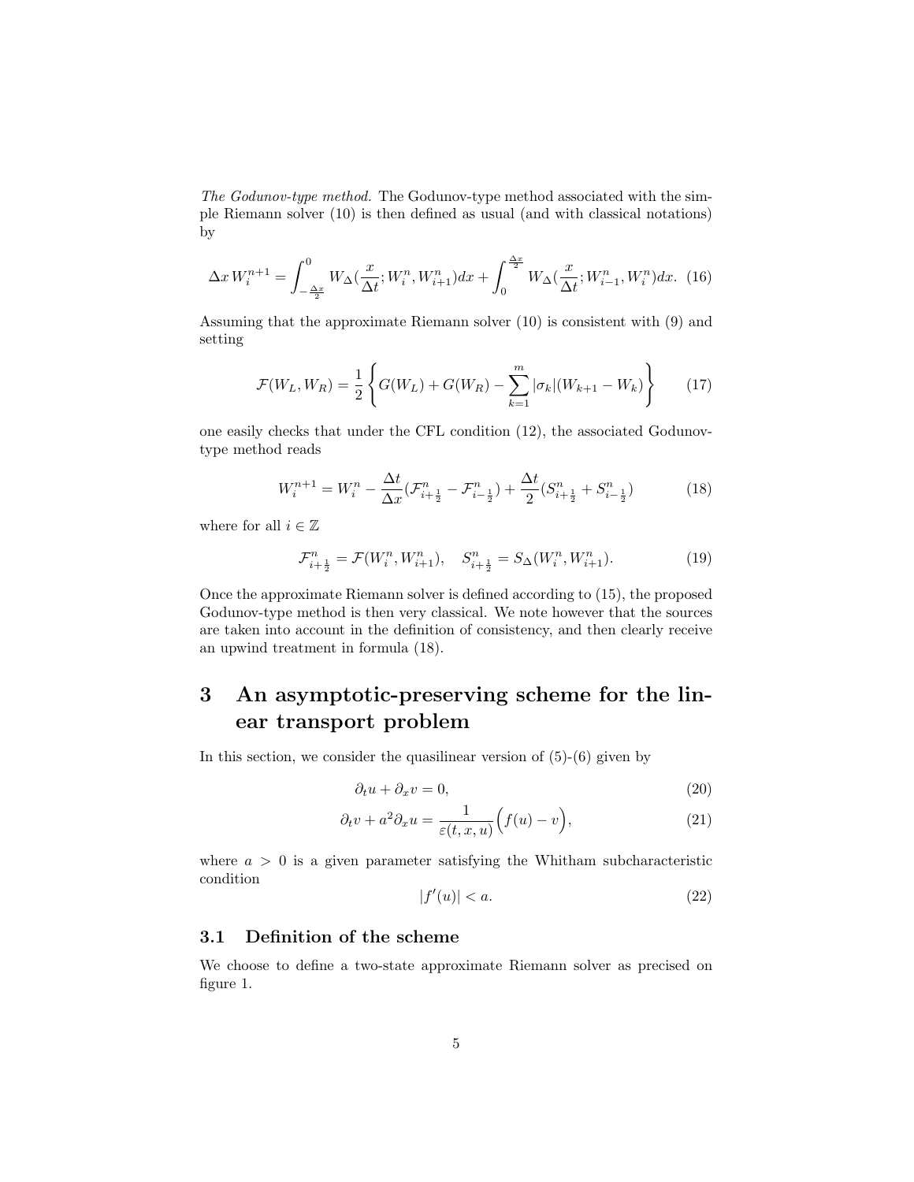*The Godunov-type method.* The Godunov-type method associated with the simple Riemann solver (10) is then defined as usual (and with classical notations) by

$$\Delta x\, W_i^{n+1} = \int_{-\frac{\Delta x}{2}}^{0} W_\Delta(\frac{x}{\Delta t}; W_i^n, W_{i+1}^n)dx + \int_0^{\frac{\Delta x}{2}} W_\Delta(\frac{x}{\Delta t}; W_{i-1}^n, W_i^n)dx. \quad (16)$$

Assuming that the approximate Riemann solver (10) is consistent with (9) and setting

$$\mathcal{F}(W_L, W_R) = \frac{1}{2}\left\{ G(W_L) + G(W_R) - \sum_{k=1}^{m} |\sigma_k|(W_{k+1} - W_k) \right\} \quad (17)$$

one easily checks that under the CFL condition (12), the associated Godunov-type method reads

$$W_i^{n+1} = W_i^n - \frac{\Delta t}{\Delta x}(\mathcal{F}_{i+\frac{1}{2}}^n - \mathcal{F}_{i-\frac{1}{2}}^n) + \frac{\Delta t}{2}(S_{i+\frac{1}{2}}^n + S_{i-\frac{1}{2}}^n) \quad (18)$$

where for all $i \in \mathbb{Z}$

$$\mathcal{F}_{i+\frac{1}{2}}^n = \mathcal{F}(W_i^n, W_{i+1}^n), \quad S_{i+\frac{1}{2}}^n = S_\Delta(W_i^n, W_{i+1}^n). \quad (19)$$

Once the approximate Riemann solver is defined according to (15), the proposed Godunov-type method is then very classical. We note however that the sources are taken into account in the definition of consistency, and then clearly receive an upwind treatment in formula (18).

# 3 An asymptotic-preserving scheme for the linear transport problem

In this section, we consider the quasilinear version of (5)-(6) given by

$$\partial_t u + \partial_x v = 0, \quad (20)$$

$$\partial_t v + a^2 \partial_x u = \frac{1}{\varepsilon(t, x, u)}\Big(f(u) - v\Big), \quad (21)$$

where $a > 0$ is a given parameter satisfying the Whitham subcharacteristic condition

$$|f'(u)| < a. \quad (22)$$

## 3.1 Definition of the scheme

We choose to define a two-state approximate Riemann solver as precised on figure 1.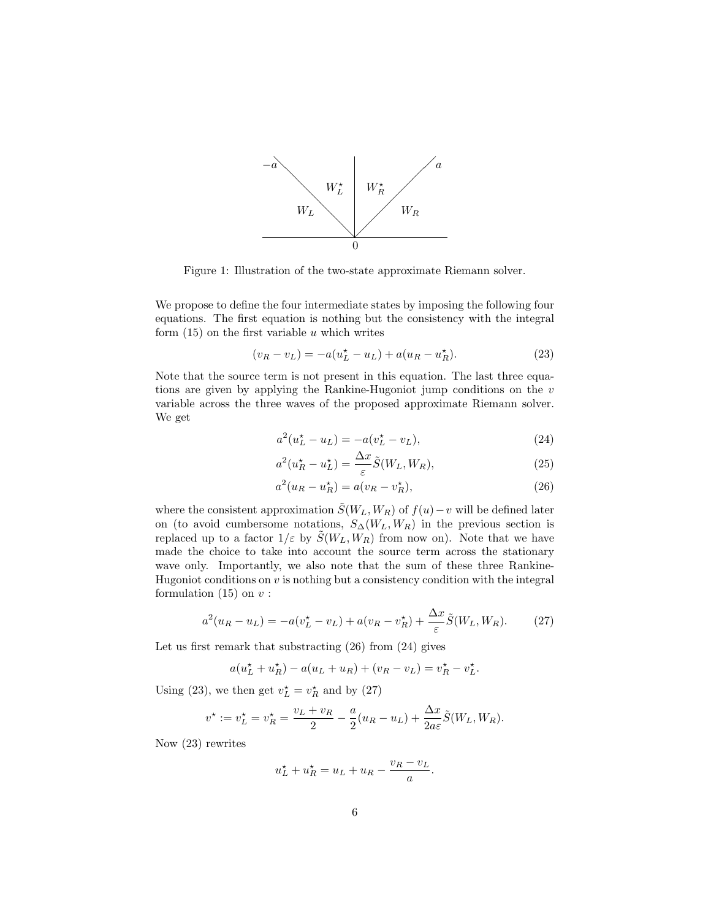Figure 1: Illustration of the two-state approximate Riemann solver.

We propose to define the four intermediate states by imposing the following four equations. The first equation is nothing but the consistency with the integral form (15) on the first variable $u$ which writes

$$(v_R - v_L) = -a(u_L^\star - u_L) + a(u_R - u_R^\star). \tag{23}$$

Note that the source term is not present in this equation. The last three equations are given by applying the Rankine-Hugoniot jump conditions on the $v$ variable across the three waves of the proposed approximate Riemann solver. We get

$$a^2(u_L^\star - u_L) = -a(v_L^\star - v_L), \tag{24}$$

$$a^2(u_R^\star - u_L^\star) = \frac{\Delta x}{\varepsilon}\tilde{S}(W_L, W_R), \tag{25}$$

$$a^2(u_R - u_R^\star) = a(v_R - v_R^\star), \tag{26}$$

where the consistent approximation $\tilde{S}(W_L, W_R)$ of $f(u) - v$ will be defined later on (to avoid cumbersome notations, $S_\Delta(W_L, W_R)$ in the previous section is replaced up to a factor $1/\varepsilon$ by $\tilde{S}(W_L, W_R)$ from now on). Note that we have made the choice to take into account the source term across the stationary wave only. Importantly, we also note that the sum of these three Rankine-Hugoniot conditions on $v$ is nothing but a consistency condition with the integral formulation (15) on $v$ :

$$a^2(u_R - u_L) = -a(v_L^\star - v_L) + a(v_R - v_R^\star) + \frac{\Delta x}{\varepsilon}\tilde{S}(W_L, W_R). \tag{27}$$

Let us first remark that substracting (26) from (24) gives

$$a(u_L^\star + u_R^\star) - a(u_L + u_R) + (v_R - v_L) = v_R^\star - v_L^\star.$$

Using (23), we then get $v_L^\star = v_R^\star$ and by (27)

$$v^\star := v_L^\star = v_R^\star = \frac{v_L + v_R}{2} - \frac{a}{2}(u_R - u_L) + \frac{\Delta x}{2a\varepsilon}\tilde{S}(W_L, W_R).$$

Now (23) rewrites

$$u_L^\star + u_R^\star = u_L + u_R - \frac{v_R - v_L}{a}.$$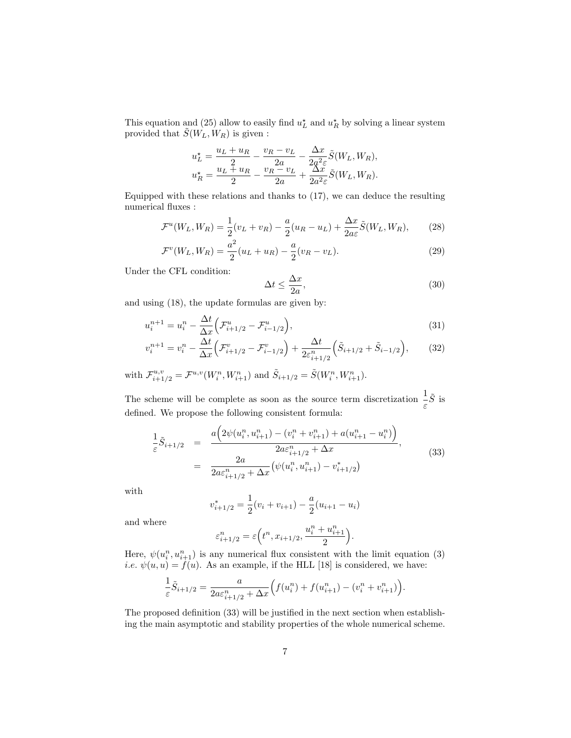This equation and (25) allow to easily find $u_L^\star$ and $u_R^\star$ by solving a linear system provided that $\tilde{S}(W_L, W_R)$ is given :

$$
\begin{aligned}
u_L^\star &= \frac{u_L + u_R}{2} - \frac{v_R - v_L}{2a} - \frac{\Delta x}{2a^2\varepsilon}\tilde{S}(W_L, W_R), \\
u_R^\star &= \frac{u_L + u_R}{2} - \frac{v_R - v_L}{2a} + \frac{\Delta x}{2a^2\varepsilon}\tilde{S}(W_L, W_R).
\end{aligned}
$$

Equipped with these relations and thanks to (17), we can deduce the resulting numerical fluxes :

$$
\mathcal{F}^u(W_L, W_R) = \frac{1}{2}(v_L + v_R) - \frac{a}{2}(u_R - u_L) + \frac{\Delta x}{2a\varepsilon}\tilde{S}(W_L, W_R), \tag{28}
$$

$$
\mathcal{F}^v(W_L, W_R) = \frac{a^2}{2}(u_L + u_R) - \frac{a}{2}(v_R - v_L). \tag{29}
$$

Under the CFL condition:

$$
\Delta t \leq \frac{\Delta x}{2a}, \tag{30}
$$

and using (18), the update formulas are given by:

$$
u_i^{n+1} = u_i^n - \frac{\Delta t}{\Delta x}\Big(\mathcal{F}^u_{i+1/2} - \mathcal{F}^u_{i-1/2}\Big), \tag{31}
$$

$$
v_i^{n+1} = v_i^n - \frac{\Delta t}{\Delta x}\Big(\mathcal{F}^v_{i+1/2} - \mathcal{F}^v_{i-1/2}\Big) + \frac{\Delta t}{2\varepsilon^n_{i+1/2}}\Big(\tilde{S}_{i+1/2} + \tilde{S}_{i-1/2}\Big), \tag{32}
$$

with $\mathcal{F}^{u,v}_{i+1/2} = \mathcal{F}^{u,v}(W_i^n, W_{i+1}^n)$ and $\tilde{S}_{i+1/2} = \tilde{S}(W_i^n, W_{i+1}^n)$.

The scheme will be complete as soon as the source term discretization $\dfrac{1}{\varepsilon}\tilde{S}$ is defined. We propose the following consistent formula:

$$
\begin{aligned}
\frac{1}{\varepsilon}\tilde{S}_{i+1/2} &= \frac{a\Big(2\psi(u_i^n, u_{i+1}^n) - (v_i^n + v_{i+1}^n) + a(u_{i+1}^n - u_i^n)\Big)}{2a\varepsilon^n_{i+1/2} + \Delta x}, \\
&= \frac{2a}{2a\varepsilon^n_{i+1/2} + \Delta x}\big(\psi(u_i^n, u_{i+1}^n) - v^*_{i+1/2}\big)
\end{aligned} \tag{33}
$$

with

$$
v^*_{i+1/2} = \frac{1}{2}(v_i + v_{i+1}) - \frac{a}{2}(u_{i+1} - u_i)
$$

and where

$$
\varepsilon^n_{i+1/2} = \varepsilon\Big(t^n, x_{i+1/2}, \frac{u_i^n + u_{i+1}^n}{2}\Big).
$$

Here, $\psi(u_i^n, u_{i+1}^n)$ is any numerical flux consistent with the limit equation (3) *i.e.* $\psi(u, u) = f(u)$. As an example, if the HLL [18] is considered, we have:

$$
\frac{1}{\varepsilon}\tilde{S}_{i+1/2} = \frac{a}{2a\varepsilon^n_{i+1/2} + \Delta x}\Big(f(u_i^n) + f(u_{i+1}^n) - (v_i^n + v_{i+1}^n)\Big).
$$

The proposed definition (33) will be justified in the next section when establishing the main asymptotic and stability properties of the whole numerical scheme.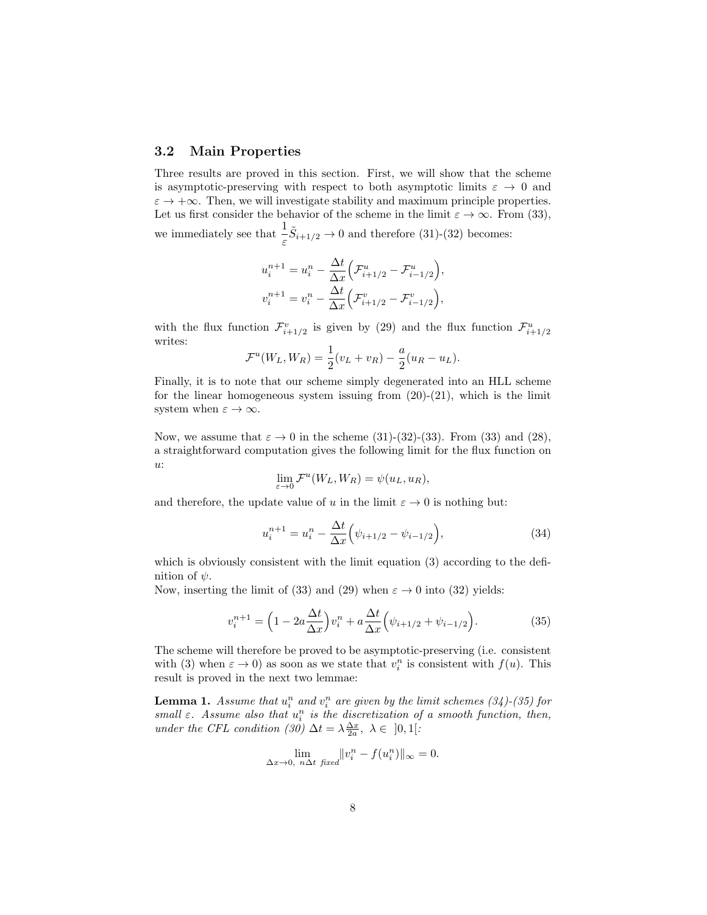### 3.2 Main Properties

Three results are proved in this section. First, we will show that the scheme is asymptotic-preserving with respect to both asymptotic limits $\varepsilon \to 0$ and $\varepsilon \to +\infty$. Then, we will investigate stability and maximum principle properties. Let us first consider the behavior of the scheme in the limit $\varepsilon \to \infty$. From (33), we immediately see that $\dfrac{1}{\varepsilon}\tilde{S}_{i+1/2} \to 0$ and therefore (31)-(32) becomes:

$$
\begin{aligned}
u_i^{n+1} &= u_i^n - \frac{\Delta t}{\Delta x}\Big(\mathcal{F}^u_{i+1/2} - \mathcal{F}^u_{i-1/2}\Big),\\
v_i^{n+1} &= v_i^n - \frac{\Delta t}{\Delta x}\Big(\mathcal{F}^v_{i+1/2} - \mathcal{F}^v_{i-1/2}\Big),
\end{aligned}
$$

with the flux function $\mathcal{F}^v_{i+1/2}$ is given by (29) and the flux function $\mathcal{F}^u_{i+1/2}$ writes:

$$
\mathcal{F}^u(W_L, W_R) = \frac{1}{2}(v_L + v_R) - \frac{a}{2}(u_R - u_L).
$$

Finally, it is to note that our scheme simply degenerated into an HLL scheme for the linear homogeneous system issuing from (20)-(21), which is the limit system when $\varepsilon \to \infty$.

Now, we assume that $\varepsilon \to 0$ in the scheme (31)-(32)-(33). From (33) and (28), a straightforward computation gives the following limit for the flux function on $u$:

$$
\lim_{\varepsilon \to 0} \mathcal{F}^u(W_L, W_R) = \psi(u_L, u_R),
$$

and therefore, the update value of $u$ in the limit $\varepsilon \to 0$ is nothing but:

$$
u_i^{n+1} = u_i^n - \frac{\Delta t}{\Delta x}\Big(\psi_{i+1/2} - \psi_{i-1/2}\Big), \tag{34}
$$

which is obviously consistent with the limit equation (3) according to the definition of $\psi$.

Now, inserting the limit of (33) and (29) when $\varepsilon \to 0$ into (32) yields:

$$
v_i^{n+1} = \Big(1 - 2a\frac{\Delta t}{\Delta x}\Big)v_i^n + a\frac{\Delta t}{\Delta x}\Big(\psi_{i+1/2} + \psi_{i-1/2}\Big). \tag{35}
$$

The scheme will therefore be proved to be asymptotic-preserving (i.e. consistent with (3) when $\varepsilon \to 0$) as soon as we state that $v_i^n$ is consistent with $f(u)$. This result is proved in the next two lemmae:

**Lemma 1.** *Assume that $u_i^n$ and $v_i^n$ are given by the limit schemes (34)-(35) for small $\varepsilon$. Assume also that $u_i^n$ is the discretization of a smooth function, then, under the CFL condition (30) $\Delta t = \lambda \frac{\Delta x}{2a},\ \lambda \in\ ]0, 1[$:*

$$
\lim_{\Delta x \to 0,\ n\Delta t \ \text{fixed}} \|v_i^n - f(u_i^n)\|_\infty = 0.
$$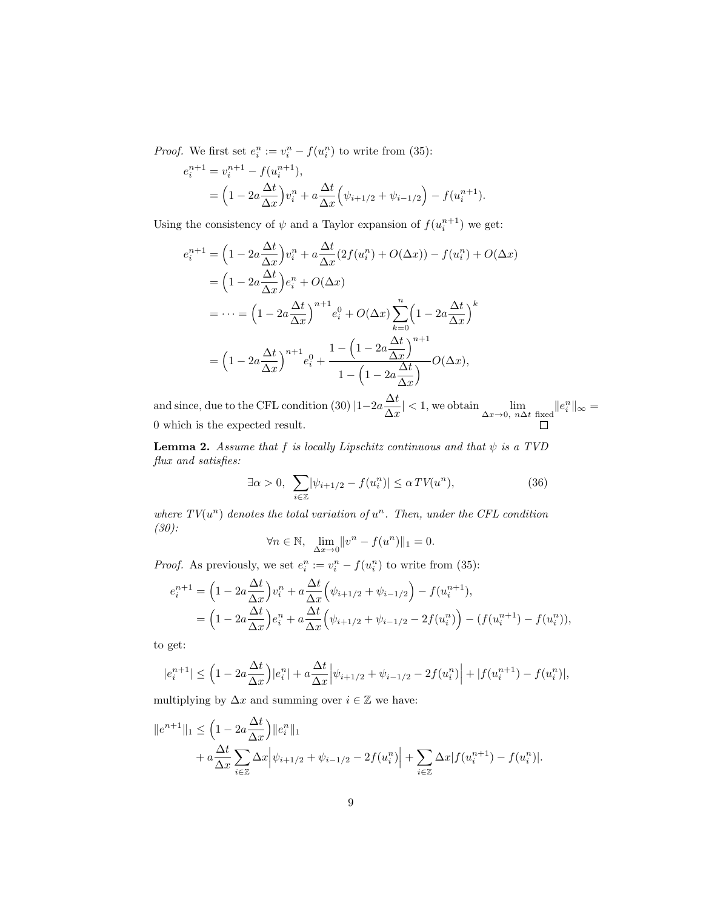*Proof.* We first set $e_i^n := v_i^n - f(u_i^n)$ to write from (35):

$$
\begin{aligned}
e_i^{n+1} &= v_i^{n+1} - f(u_i^{n+1}), \\
&= \Big(1 - 2a\frac{\Delta t}{\Delta x}\Big)v_i^n + a\frac{\Delta t}{\Delta x}\Big(\psi_{i+1/2} + \psi_{i-1/2}\Big) - f(u_i^{n+1}).
\end{aligned}
$$

Using the consistency of $\psi$ and a Taylor expansion of $f(u_i^{n+1})$ we get:

$$
\begin{aligned}
e_i^{n+1} &= \Big(1 - 2a\frac{\Delta t}{\Delta x}\Big)v_i^n + a\frac{\Delta t}{\Delta x}(2f(u_i^n) + O(\Delta x)) - f(u_i^n) + O(\Delta x) \\
&= \Big(1 - 2a\frac{\Delta t}{\Delta x}\Big)e_i^n + O(\Delta x) \\
&= \cdots = \Big(1 - 2a\frac{\Delta t}{\Delta x}\Big)^{n+1}e_i^0 + O(\Delta x)\sum_{k=0}^{n}\Big(1 - 2a\frac{\Delta t}{\Delta x}\Big)^k \\
&= \Big(1 - 2a\frac{\Delta t}{\Delta x}\Big)^{n+1}e_i^0 + \frac{1 - \Big(1 - 2a\frac{\Delta t}{\Delta x}\Big)^{n+1}}{1 - \Big(1 - 2a\frac{\Delta t}{\Delta x}\Big)}O(\Delta x),
\end{aligned}
$$

and since, due to the CFL condition (30) $|1-2a\frac{\Delta t}{\Delta x}| < 1$, we obtain $\lim_{\Delta x \to 0,\ n\Delta t \text{ fixed}} \|e_i^n\|_\infty = 0$ which is the expected result. $\square$

**Lemma 2.** *Assume that $f$ is locally Lipschitz continuous and that $\psi$ is a TVD flux and satisfies:*

$$
\exists \alpha > 0, \ \sum_{i\in\mathbb{Z}} |\psi_{i+1/2} - f(u_i^n)| \leq \alpha\, TV(u^n), \tag{36}
$$

*where $TV(u^n)$ denotes the total variation of $u^n$. Then, under the CFL condition (30):*

$$
\forall n \in \mathbb{N}, \quad \lim_{\Delta x \to 0} \|v^n - f(u^n)\|_1 = 0.
$$

*Proof.* As previously, we set $e_i^n := v_i^n - f(u_i^n)$ to write from (35):

$$
\begin{aligned}
e_i^{n+1} &= \Big(1 - 2a\frac{\Delta t}{\Delta x}\Big)v_i^n + a\frac{\Delta t}{\Delta x}\Big(\psi_{i+1/2} + \psi_{i-1/2}\Big) - f(u_i^{n+1}), \\
&= \Big(1 - 2a\frac{\Delta t}{\Delta x}\Big)e_i^n + a\frac{\Delta t}{\Delta x}\Big(\psi_{i+1/2} + \psi_{i-1/2} - 2f(u_i^n)\Big) - (f(u_i^{n+1}) - f(u_i^n)),
\end{aligned}
$$

to get:

$$
|e_i^{n+1}| \leq \Big(1 - 2a\frac{\Delta t}{\Delta x}\Big)|e_i^n| + a\frac{\Delta t}{\Delta x}\Big|\psi_{i+1/2} + \psi_{i-1/2} - 2f(u_i^n)\Big| + |f(u_i^{n+1}) - f(u_i^n)|,
$$

multiplying by $\Delta x$ and summing over $i \in \mathbb{Z}$ we have:

$$
\begin{aligned}
\|e^{n+1}\|_1 &\leq \Big(1 - 2a\frac{\Delta t}{\Delta x}\Big)\|e_i^n\|_1 \\
&\quad + a\frac{\Delta t}{\Delta x}\sum_{i\in\mathbb{Z}}\Delta x\Big|\psi_{i+1/2} + \psi_{i-1/2} - 2f(u_i^n)\Big| + \sum_{i\in\mathbb{Z}}\Delta x|f(u_i^{n+1}) - f(u_i^n)|.
\end{aligned}
$$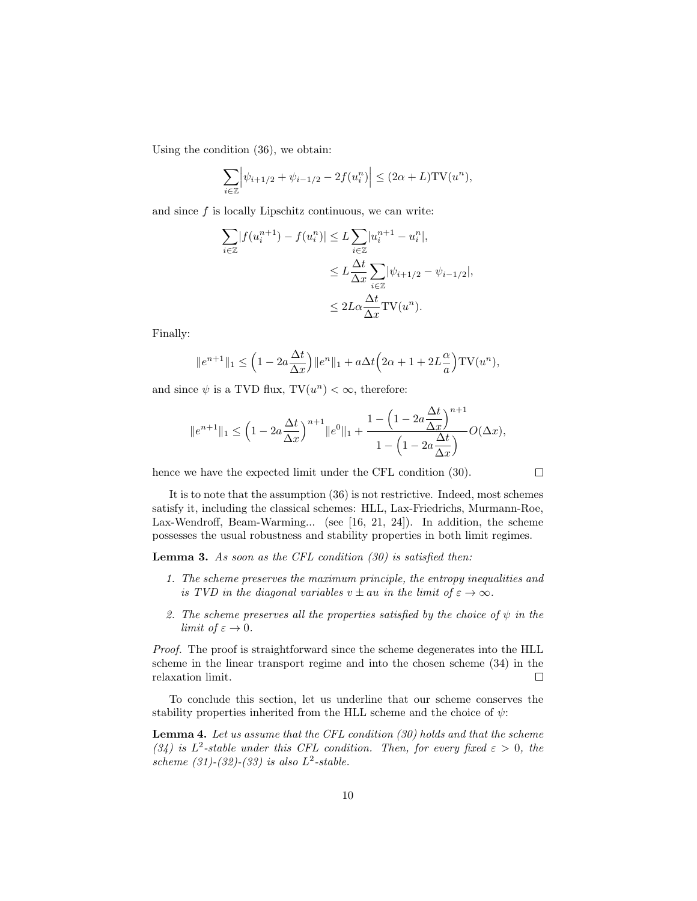Using the condition (36), we obtain:

$$\sum_{i\in\mathbb{Z}}\Big|\psi_{i+1/2}+\psi_{i-1/2}-2f(u_i^n)\Big| \leq (2\alpha+L)\mathrm{TV}(u^n),$$

and since $f$ is locally Lipschitz continuous, we can write:

$$\begin{aligned}
\sum_{i\in\mathbb{Z}}|f(u_i^{n+1})-f(u_i^n)| &\leq L\sum_{i\in\mathbb{Z}}|u_i^{n+1}-u_i^n|,\\
&\leq L\frac{\Delta t}{\Delta x}\sum_{i\in\mathbb{Z}}|\psi_{i+1/2}-\psi_{i-1/2}|,\\
&\leq 2L\alpha\frac{\Delta t}{\Delta x}\mathrm{TV}(u^n).
\end{aligned}$$

Finally:

$$\|e^{n+1}\|_1 \leq \Big(1-2a\frac{\Delta t}{\Delta x}\Big)\|e^n\|_1 + a\Delta t\Big(2\alpha+1+2L\frac{\alpha}{a}\Big)\mathrm{TV}(u^n),$$

and since $\psi$ is a TVD flux, $\mathrm{TV}(u^n)<\infty$, therefore:

$$\|e^{n+1}\|_1 \leq \Big(1-2a\frac{\Delta t}{\Delta x}\Big)^{n+1}\|e^0\|_1 + \frac{1-\Big(1-2a\dfrac{\Delta t}{\Delta x}\Big)^{n+1}}{1-\Big(1-2a\dfrac{\Delta t}{\Delta x}\Big)}O(\Delta x),$$

hence we have the expected limit under the CFL condition (30). □

It is to note that the assumption (36) is not restrictive. Indeed, most schemes satisfy it, including the classical schemes: HLL, Lax-Friedrichs, Murmann-Roe, Lax-Wendroff, Beam-Warming... (see [16, 21, 24]). In addition, the scheme possesses the usual robustness and stability properties in both limit regimes.

**Lemma 3.** *As soon as the CFL condition (30) is satisfied then:*

1. *The scheme preserves the maximum principle, the entropy inequalities and is TVD in the diagonal variables $v \pm au$ in the limit of $\varepsilon \to \infty$.*
2. *The scheme preserves all the properties satisfied by the choice of $\psi$ in the limit of $\varepsilon \to 0$.*

*Proof.* The proof is straightforward since the scheme degenerates into the HLL scheme in the linear transport regime and into the chosen scheme (34) in the relaxation limit. □

To conclude this section, let us underline that our scheme conserves the stability properties inherited from the HLL scheme and the choice of $\psi$:

**Lemma 4.** *Let us assume that the CFL condition (30) holds and that the scheme (34) is $L^2$-stable under this CFL condition. Then, for every fixed $\varepsilon > 0$, the scheme (31)-(32)-(33) is also $L^2$-stable.*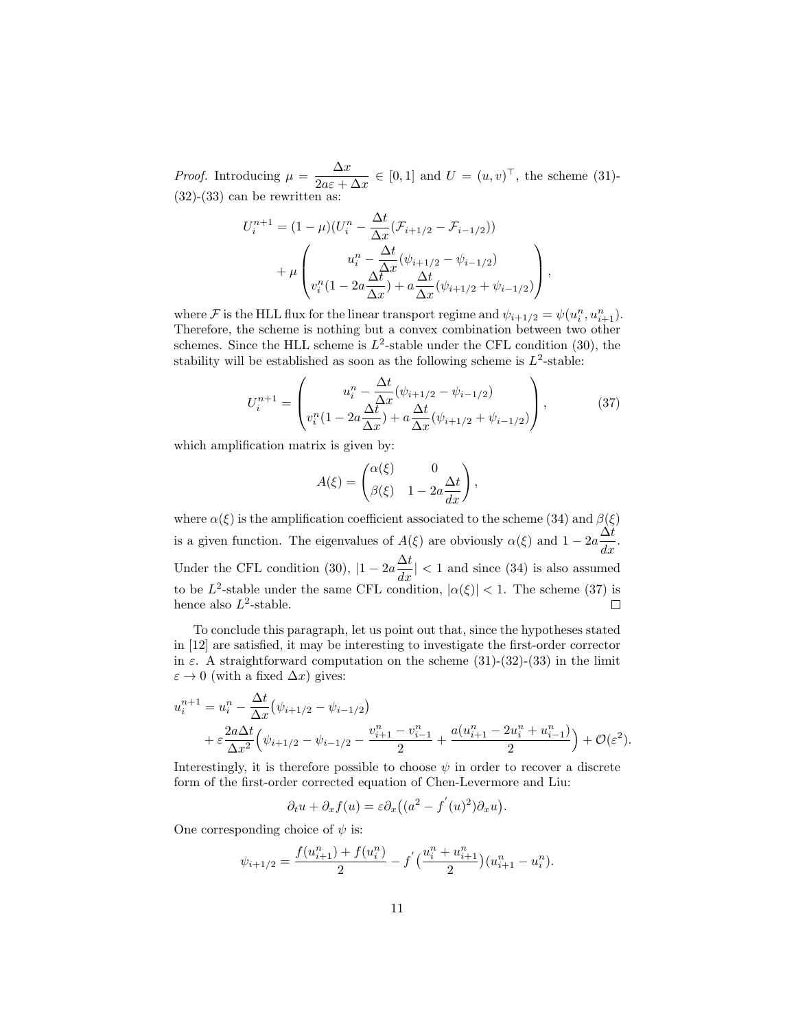*Proof.* Introducing $\mu = \dfrac{\Delta x}{2a\varepsilon + \Delta x} \in [0,1]$ and $U = (u,v)^\top$, the scheme (31)-(32)-(33) can be rewritten as:

$$
U_i^{n+1} = (1-\mu)(U_i^n - \frac{\Delta t}{\Delta x}(\mathcal{F}_{i+1/2} - \mathcal{F}_{i-1/2})) + \mu \begin{pmatrix} u_i^n - \dfrac{\Delta t}{\Delta x}(\psi_{i+1/2} - \psi_{i-1/2}) \\ v_i^n(1 - 2a\dfrac{\Delta t}{\Delta x}) + a\dfrac{\Delta t}{\Delta x}(\psi_{i+1/2} + \psi_{i-1/2}) \end{pmatrix},
$$

where $\mathcal{F}$ is the HLL flux for the linear transport regime and $\psi_{i+1/2} = \psi(u_i^n, u_{i+1}^n)$. Therefore, the scheme is nothing but a convex combination between two other schemes. Since the HLL scheme is $L^2$-stable under the CFL condition (30), the stability will be established as soon as the following scheme is $L^2$-stable:

$$
U_i^{n+1} = \begin{pmatrix} u_i^n - \dfrac{\Delta t}{\Delta x}(\psi_{i+1/2} - \psi_{i-1/2}) \\ v_i^n(1 - 2a\dfrac{\Delta t}{\Delta x}) + a\dfrac{\Delta t}{\Delta x}(\psi_{i+1/2} + \psi_{i-1/2}) \end{pmatrix}, \tag{37}
$$

which amplification matrix is given by:

$$
A(\xi) = \begin{pmatrix} \alpha(\xi) & 0 \\ \beta(\xi) & 1 - 2a\dfrac{\Delta t}{dx} \end{pmatrix},
$$

where $\alpha(\xi)$ is the amplification coefficient associated to the scheme (34) and $\beta(\xi)$ is a given function. The eigenvalues of $A(\xi)$ are obviously $\alpha(\xi)$ and $1 - 2a\dfrac{\Delta t}{dx}$. Under the CFL condition (30), $|1 - 2a\dfrac{\Delta t}{dx}| < 1$ and since (34) is also assumed to be $L^2$-stable under the same CFL condition, $|\alpha(\xi)| < 1$. The scheme (37) is hence also $L^2$-stable. $\square$

To conclude this paragraph, let us point out that, since the hypotheses stated in [12] are satisfied, it may be interesting to investigate the first-order corrector in $\varepsilon$. A straightforward computation on the scheme (31)-(32)-(33) in the limit $\varepsilon \to 0$ (with a fixed $\Delta x$) gives:

$$
\begin{aligned}
u_i^{n+1} = u_i^n &- \frac{\Delta t}{\Delta x}\big(\psi_{i+1/2} - \psi_{i-1/2}\big) \\
&+ \varepsilon \frac{2a\Delta t}{\Delta x^2}\Big(\psi_{i+1/2} - \psi_{i-1/2} - \frac{v_{i+1}^n - v_{i-1}^n}{2} + \frac{a(u_{i+1}^n - 2u_i^n + u_{i-1}^n)}{2}\Big) + \mathcal{O}(\varepsilon^2).
\end{aligned}
$$

Interestingly, it is therefore possible to choose $\psi$ in order to recover a discrete form of the first-order corrected equation of Chen-Levermore and Liu:

$$
\partial_t u + \partial_x f(u) = \varepsilon \partial_x\big((a^2 - f^{'}(u)^2)\partial_x u\big).
$$

One corresponding choice of $\psi$ is:

$$
\psi_{i+1/2} = \frac{f(u_{i+1}^n) + f(u_i^n)}{2} - f^{'}\big(\frac{u_i^n + u_{i+1}^n}{2}\big)(u_{i+1}^n - u_i^n).
$$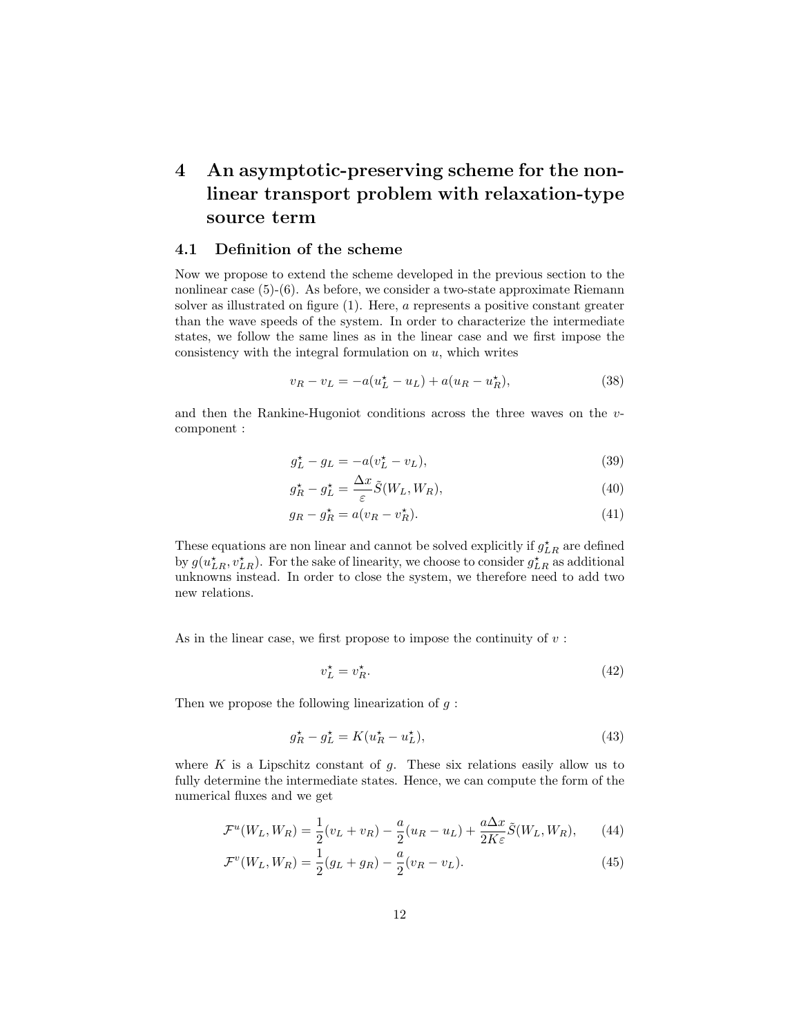# 4 An asymptotic-preserving scheme for the non-linear transport problem with relaxation-type source term

## 4.1 Definition of the scheme

Now we propose to extend the scheme developed in the previous section to the nonlinear case (5)-(6). As before, we consider a two-state approximate Riemann solver as illustrated on figure (1). Here, $a$ represents a positive constant greater than the wave speeds of the system. In order to characterize the intermediate states, we follow the same lines as in the linear case and we first impose the consistency with the integral formulation on $u$, which writes

$$v_R - v_L = -a(u_L^\star - u_L) + a(u_R - u_R^\star), \tag{38}$$

and then the Rankine-Hugoniot conditions across the three waves on the $v$-component :

$$g_L^\star - g_L = -a(v_L^\star - v_L), \tag{39}$$

$$g_R^\star - g_L^\star = \frac{\Delta x}{\varepsilon}\tilde{S}(W_L, W_R), \tag{40}$$

$$g_R - g_R^\star = a(v_R - v_R^\star). \tag{41}$$

These equations are non linear and cannot be solved explicitly if $g_{LR}^\star$ are defined by $g(u_{LR}^\star, v_{LR}^\star)$. For the sake of linearity, we choose to consider $g_{LR}^\star$ as additional unknowns instead. In order to close the system, we therefore need to add two new relations.

As in the linear case, we first propose to impose the continuity of $v$ :

$$v_L^\star = v_R^\star. \tag{42}$$

Then we propose the following linearization of $g$ :

$$g_R^\star - g_L^\star = K(u_R^\star - u_L^\star), \tag{43}$$

where $K$ is a Lipschitz constant of $g$. These six relations easily allow us to fully determine the intermediate states. Hence, we can compute the form of the numerical fluxes and we get

$$\mathcal{F}^u(W_L, W_R) = \frac{1}{2}(v_L + v_R) - \frac{a}{2}(u_R - u_L) + \frac{a\Delta x}{2K\varepsilon}\tilde{S}(W_L, W_R), \tag{44}$$

$$\mathcal{F}^v(W_L, W_R) = \frac{1}{2}(g_L + g_R) - \frac{a}{2}(v_R - v_L). \tag{45}$$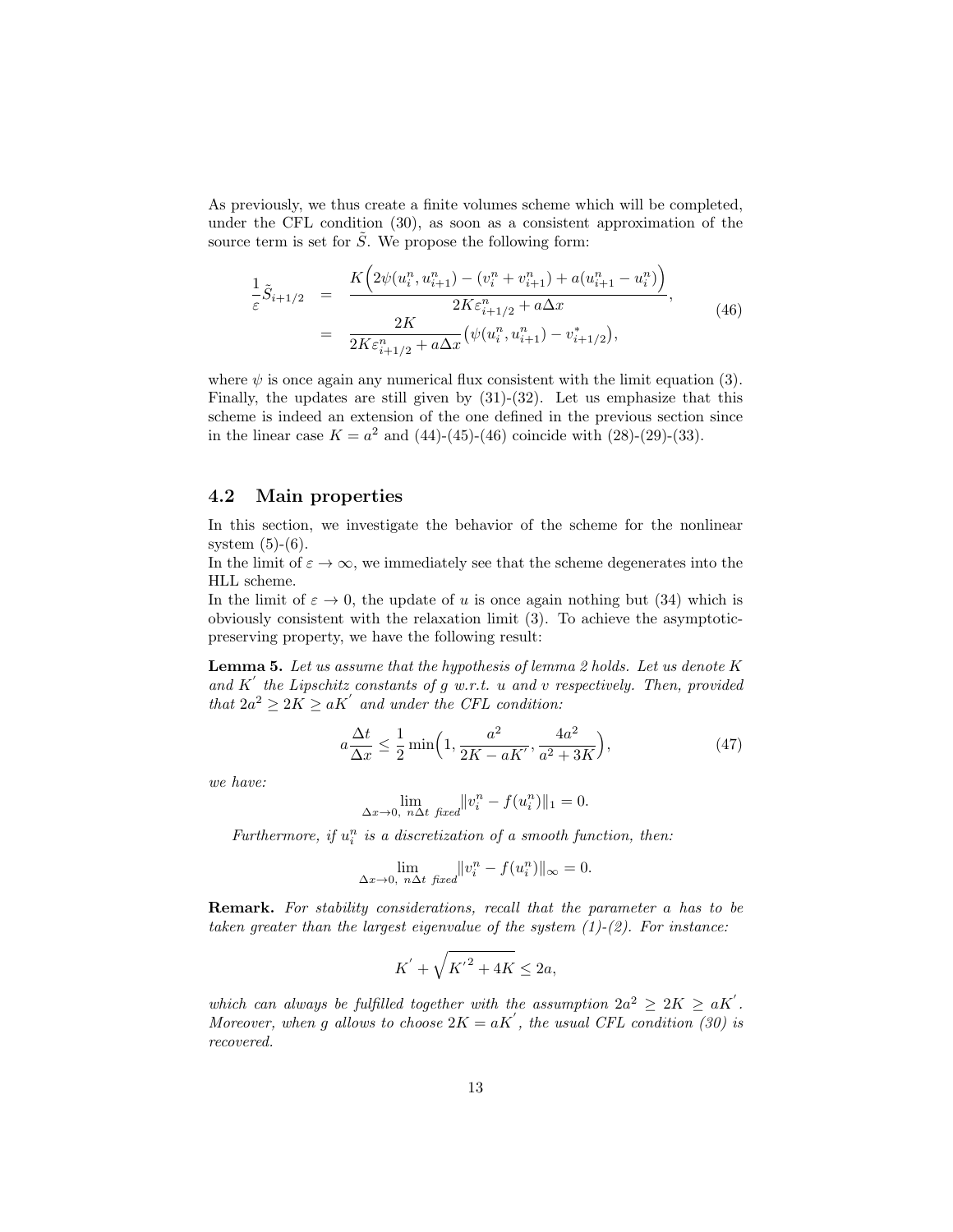As previously, we thus create a finite volumes scheme which will be completed, under the CFL condition (30), as soon as a consistent approximation of the source term is set for $\tilde{S}$. We propose the following form:

$$
\begin{aligned}
\frac{1}{\varepsilon}\tilde{S}_{i+1/2} &= \frac{K\Big(2\psi(u_i^n,u_{i+1}^n)-(v_i^n+v_{i+1}^n)+a(u_{i+1}^n-u_i^n)\Big)}{2K\varepsilon_{i+1/2}^n+a\Delta x}, \\
&= \frac{2K}{2K\varepsilon_{i+1/2}^n+a\Delta x}\big(\psi(u_i^n,u_{i+1}^n)-v_{i+1/2}^*\big),
\end{aligned}
\tag{46}
$$

where $\psi$ is once again any numerical flux consistent with the limit equation (3). Finally, the updates are still given by (31)-(32). Let us emphasize that this scheme is indeed an extension of the one defined in the previous section since in the linear case $K = a^2$ and (44)-(45)-(46) coincide with (28)-(29)-(33).

## 4.2 Main properties

In this section, we investigate the behavior of the scheme for the nonlinear system (5)-(6).

In the limit of $\varepsilon \to \infty$, we immediately see that the scheme degenerates into the HLL scheme.

In the limit of $\varepsilon \to 0$, the update of $u$ is once again nothing but (34) which is obviously consistent with the relaxation limit (3). To achieve the asymptotic-preserving property, we have the following result:

**Lemma 5.** *Let us assume that the hypothesis of lemma 2 holds. Let us denote $K$ and $K'$ the Lipschitz constants of $g$ w.r.t. $u$ and $v$ respectively. Then, provided that $2a^2 \geq 2K \geq aK'$ and under the CFL condition:*

$$
a\frac{\Delta t}{\Delta x} \leq \frac{1}{2}\min\Big(1, \frac{a^2}{2K-aK'}, \frac{4a^2}{a^2+3K}\Big),
\tag{47}
$$

*we have:*

$$
\lim_{\Delta x \to 0,\ n\Delta t\ fixed} \|v_i^n - f(u_i^n)\|_1 = 0.
$$

*Furthermore, if $u_i^n$ is a discretization of a smooth function, then:*

$$
\lim_{\Delta x \to 0,\ n\Delta t\ fixed} \|v_i^n - f(u_i^n)\|_\infty = 0.
$$

**Remark.** *For stability considerations, recall that the parameter $a$ has to be taken greater than the largest eigenvalue of the system (1)-(2). For instance:*

$$
K' + \sqrt{K'^2 + 4K} \leq 2a,
$$

*which can always be fulfilled together with the assumption $2a^2 \geq 2K \geq aK'$. Moreover, when $g$ allows to choose $2K = aK'$, the usual CFL condition (30) is recovered.*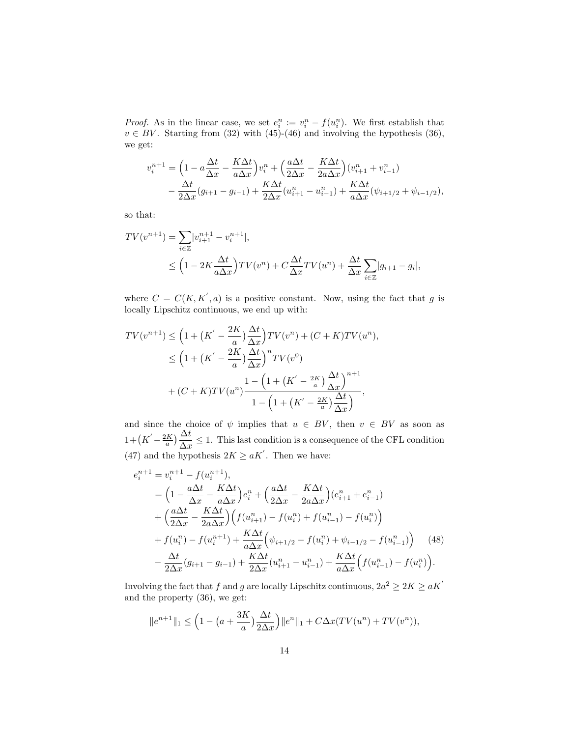*Proof.* As in the linear case, we set $e_i^n := v_i^n - f(u_i^n)$. We first establish that $v \in BV$. Starting from (32) with (45)-(46) and involving the hypothesis (36), we get:

$$
\begin{aligned}
v_i^{n+1} &= \Big(1 - a\frac{\Delta t}{\Delta x} - \frac{K\Delta t}{a\Delta x}\Big)v_i^n + \Big(\frac{a\Delta t}{2\Delta x} - \frac{K\Delta t}{2a\Delta x}\Big)(v_{i+1}^n + v_{i-1}^n) \\
&\quad - \frac{\Delta t}{2\Delta x}(g_{i+1} - g_{i-1}) + \frac{K\Delta t}{2\Delta x}(u_{i+1}^n - u_{i-1}^n) + \frac{K\Delta t}{a\Delta x}(\psi_{i+1/2} + \psi_{i-1/2}),
\end{aligned}
$$

so that:

$$
\begin{aligned}
TV(v^{n+1}) &= \sum_{i\in\mathbb{Z}} |v_{i+1}^{n+1} - v_i^{n+1}|, \\
&\leq \Big(1 - 2K\frac{\Delta t}{a\Delta x}\Big)TV(v^n) + C\frac{\Delta t}{\Delta x}TV(u^n) + \frac{\Delta t}{\Delta x}\sum_{i\in\mathbb{Z}} |g_{i+1} - g_i|,
\end{aligned}
$$

where $C = C(K, K', a)$ is a positive constant. Now, using the fact that $g$ is locally Lipschitz continuous, we end up with:

$$
\begin{aligned}
TV(v^{n+1}) &\leq \Big(1 + \big(K' - \frac{2K}{a}\big)\frac{\Delta t}{\Delta x}\Big)TV(v^n) + (C + K)TV(u^n), \\
&\leq \Big(1 + \big(K' - \frac{2K}{a}\big)\frac{\Delta t}{\Delta x}\Big)^n TV(v^0) \\
&\quad + (C + K)TV(u^n)\frac{1 - \Big(1 + \big(K' - \frac{2K}{a}\big)\dfrac{\Delta t}{\Delta x}\Big)^{n+1}}{1 - \Big(1 + \big(K' - \frac{2K}{a}\big)\dfrac{\Delta t}{\Delta x}\Big)},
\end{aligned}
$$

and since the choice of $\psi$ implies that $u \in BV$, then $v \in BV$ as soon as $1 + \big(K' - \frac{2K}{a}\big)\frac{\Delta t}{\Delta x} \leq 1$. This last condition is a consequence of the CFL condition (47) and the hypothesis $2K \geq aK'$. Then we have:

$$
\begin{aligned}
e_i^{n+1} &= v_i^{n+1} - f(u_i^{n+1}), \\
&= \Big(1 - \frac{a\Delta t}{\Delta x} - \frac{K\Delta t}{a\Delta x}\Big)e_i^n + \Big(\frac{a\Delta t}{2\Delta x} - \frac{K\Delta t}{2a\Delta x}\Big)(e_{i+1}^n + e_{i-1}^n) \\
&\quad + \Big(\frac{a\Delta t}{2\Delta x} - \frac{K\Delta t}{2a\Delta x}\Big)\Big(f(u_{i+1}^n) - f(u_i^n) + f(u_{i-1}^n) - f(u_i^n)\Big) \\
&\quad + f(u_i^n) - f(u_i^{n+1}) + \frac{K\Delta t}{a\Delta x}\Big(\psi_{i+1/2} - f(u_i^n) + \psi_{i-1/2} - f(u_{i-1}^n)\Big) \qquad (48) \\
&\quad - \frac{\Delta t}{2\Delta x}(g_{i+1} - g_{i-1}) + \frac{K\Delta t}{2\Delta x}(u_{i+1}^n - u_{i-1}^n) + \frac{K\Delta t}{a\Delta x}\Big(f(u_{i-1}^n) - f(u_i^n)\Big).
\end{aligned}
$$

Involving the fact that $f$ and $g$ are locally Lipschitz continuous, $2a^2 \geq 2K \geq aK'$ and the property (36), we get:

$$
\|e^{n+1}\|_1 \leq \Big(1 - \big(a + \frac{3K}{a}\big)\frac{\Delta t}{2\Delta x}\Big)\|e^n\|_1 + C\Delta x(TV(u^n) + TV(v^n)),
$$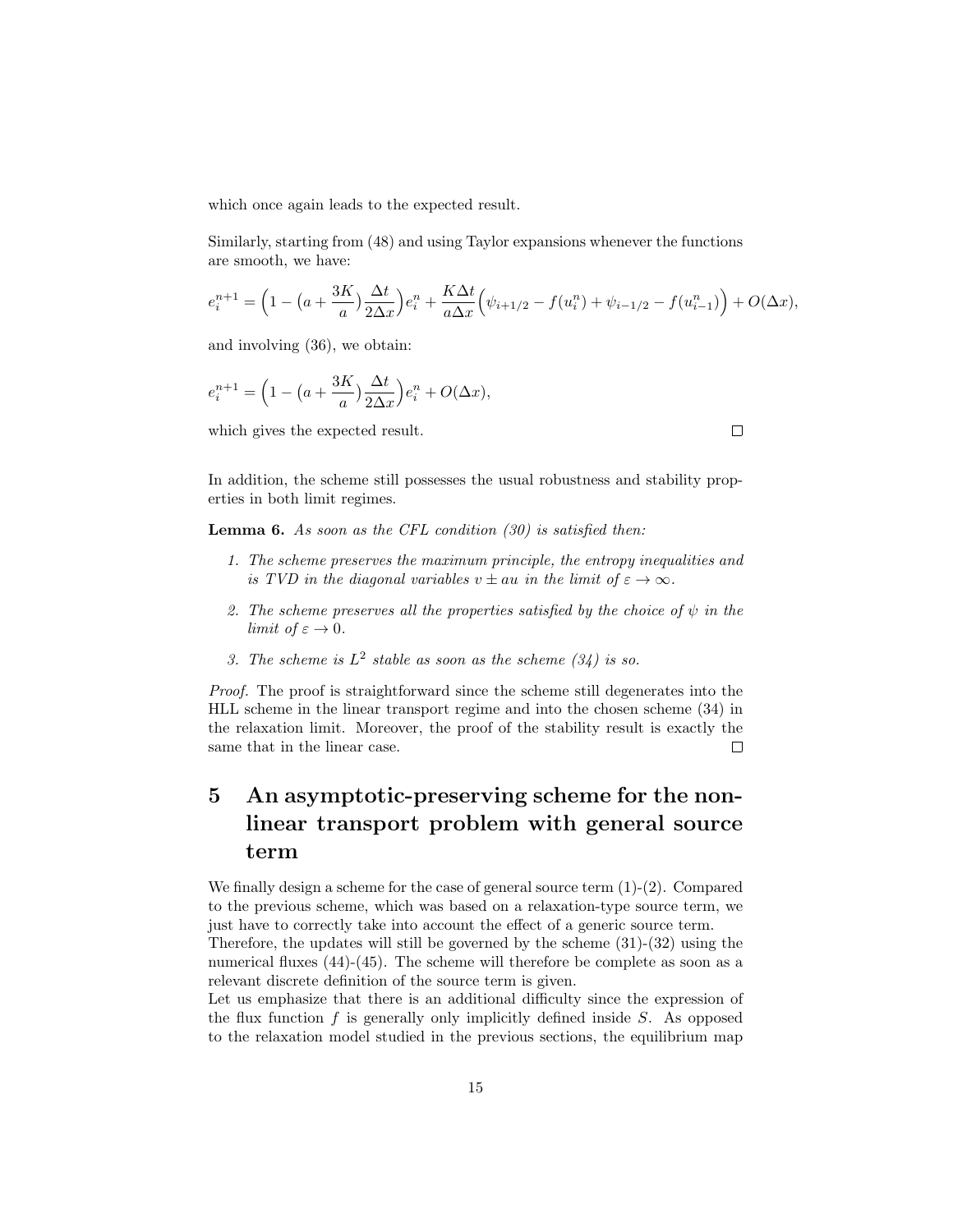which once again leads to the expected result.

Similarly, starting from (48) and using Taylor expansions whenever the functions are smooth, we have:

$$e_i^{n+1} = \Big(1 - \big(a + \frac{3K}{a}\big)\frac{\Delta t}{2\Delta x}\Big)e_i^n + \frac{K\Delta t}{a\Delta x}\Big(\psi_{i+1/2} - f(u_i^n) + \psi_{i-1/2} - f(u_{i-1}^n)\Big) + O(\Delta x),$$

and involving (36), we obtain:

$$e_i^{n+1} = \Big(1 - \big(a + \frac{3K}{a}\big)\frac{\Delta t}{2\Delta x}\Big)e_i^n + O(\Delta x),$$

which gives the expected result. ◻

In addition, the scheme still possesses the usual robustness and stability properties in both limit regimes.

**Lemma 6.** *As soon as the CFL condition (30) is satisfied then:*

1. *The scheme preserves the maximum principle, the entropy inequalities and is TVD in the diagonal variables $v \pm au$ in the limit of $\varepsilon \to \infty$.*
2. *The scheme preserves all the properties satisfied by the choice of $\psi$ in the limit of $\varepsilon \to 0$.*
3. *The scheme is $L^2$ stable as soon as the scheme (34) is so.*

*Proof.* The proof is straightforward since the scheme still degenerates into the HLL scheme in the linear transport regime and into the chosen scheme (34) in the relaxation limit. Moreover, the proof of the stability result is exactly the same that in the linear case. ◻

# 5 An asymptotic-preserving scheme for the non-linear transport problem with general source term

We finally design a scheme for the case of general source term (1)-(2). Compared to the previous scheme, which was based on a relaxation-type source term, we just have to correctly take into account the effect of a generic source term.
Therefore, the updates will still be governed by the scheme (31)-(32) using the numerical fluxes (44)-(45). The scheme will therefore be complete as soon as a relevant discrete definition of the source term is given.
Let us emphasize that there is an additional difficulty since the expression of the flux function $f$ is generally only implicitly defined inside $S$. As opposed to the relaxation model studied in the previous sections, the equilibrium map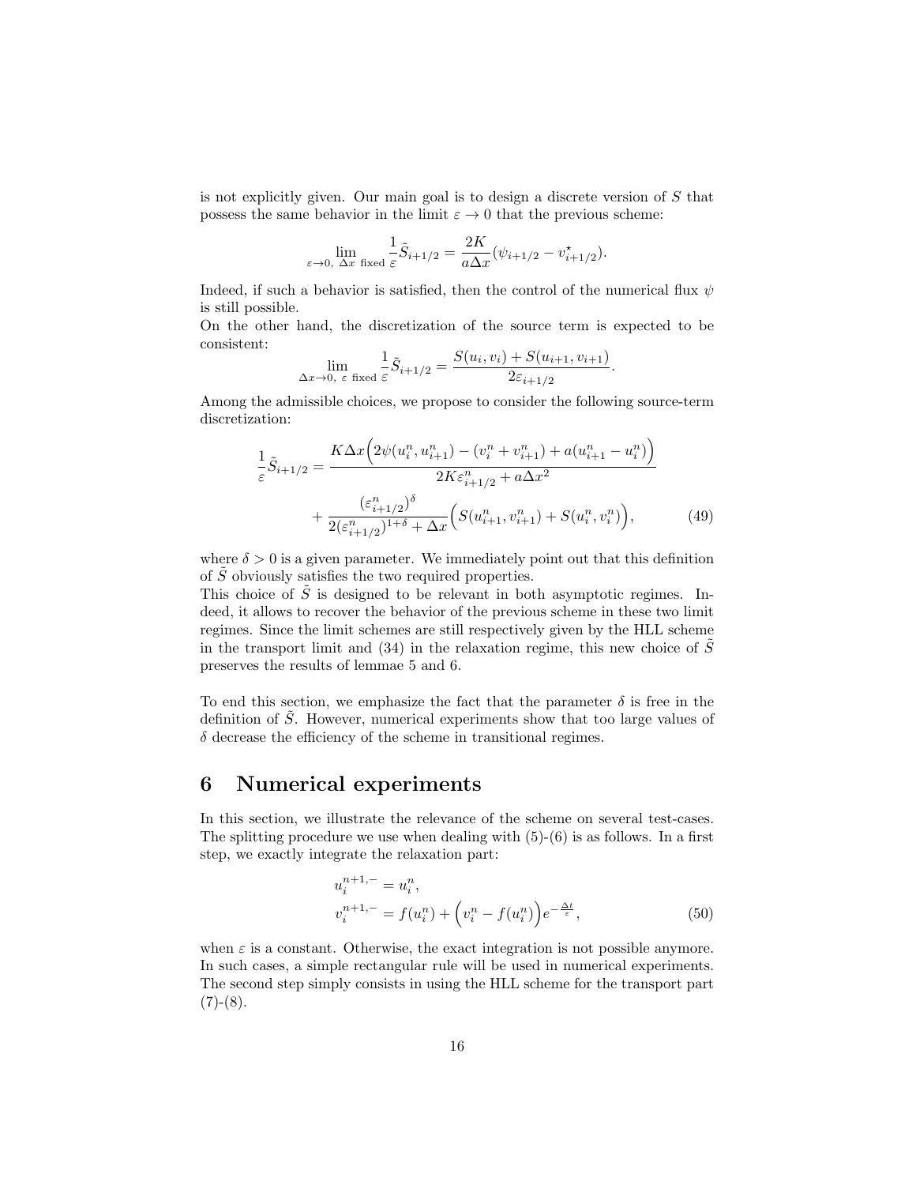is not explicitly given. Our main goal is to design a discrete version of $S$ that possess the same behavior in the limit $\varepsilon \to 0$ that the previous scheme:

$$\lim_{\varepsilon \to 0,\ \Delta x \text{ fixed}} \frac{1}{\varepsilon}\tilde{S}_{i+1/2} = \frac{2K}{a\Delta x}(\psi_{i+1/2} - v^\star_{i+1/2}).$$

Indeed, if such a behavior is satisfied, then the control of the numerical flux $\psi$ is still possible.

On the other hand, the discretization of the source term is expected to be consistent:

$$\lim_{\Delta x \to 0,\ \varepsilon \text{ fixed}} \frac{1}{\varepsilon}\tilde{S}_{i+1/2} = \frac{S(u_i, v_i) + S(u_{i+1}, v_{i+1})}{2\varepsilon_{i+1/2}}.$$

Among the admissible choices, we propose to consider the following source-term discretization:

$$\begin{aligned}\frac{1}{\varepsilon}\tilde{S}_{i+1/2} = &\frac{K\Delta x\Big(2\psi(u_i^n, u_{i+1}^n) - (v_i^n + v_{i+1}^n) + a(u_{i+1}^n - u_i^n)\Big)}{2K\varepsilon^n_{i+1/2} + a\Delta x^2} \\ &+ \frac{(\varepsilon^n_{i+1/2})^\delta}{2(\varepsilon^n_{i+1/2})^{1+\delta} + \Delta x}\Big(S(u_{i+1}^n, v_{i+1}^n) + S(u_i^n, v_i^n)\Big),\end{aligned} \tag{49}$$

where $\delta > 0$ is a given parameter. We immediately point out that this definition of $\tilde{S}$ obviously satisfies the two required properties.

This choice of $\tilde{S}$ is designed to be relevant in both asymptotic regimes. Indeed, it allows to recover the behavior of the previous scheme in these two limit regimes. Since the limit schemes are still respectively given by the HLL scheme in the transport limit and (34) in the relaxation regime, this new choice of $\tilde{S}$ preserves the results of lemmae 5 and 6.

To end this section, we emphasize the fact that the parameter $\delta$ is free in the definition of $\tilde{S}$. However, numerical experiments show that too large values of $\delta$ decrease the efficiency of the scheme in transitional regimes.

# 6 Numerical experiments

In this section, we illustrate the relevance of the scheme on several test-cases. The splitting procedure we use when dealing with (5)-(6) is as follows. In a first step, we exactly integrate the relaxation part:

$$\begin{aligned} u_i^{n+1,-} &= u_i^n, \\ v_i^{n+1,-} &= f(u_i^n) + \Big(v_i^n - f(u_i^n)\Big)e^{-\frac{\Delta t}{\varepsilon}}, \end{aligned} \tag{50}$$

when $\varepsilon$ is a constant. Otherwise, the exact integration is not possible anymore. In such cases, a simple rectangular rule will be used in numerical experiments. The second step simply consists in using the HLL scheme for the transport part (7)-(8).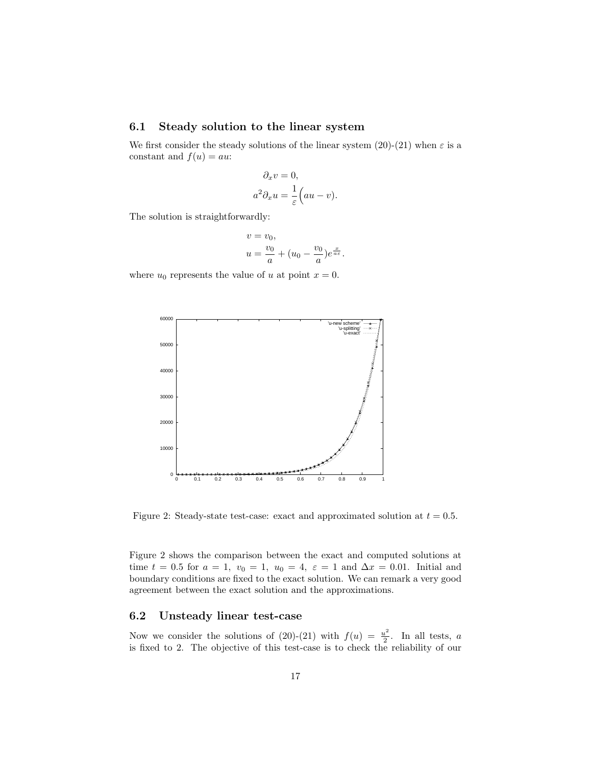### 6.1 Steady solution to the linear system

We first consider the steady solutions of the linear system (20)-(21) when $\varepsilon$ is a constant and $f(u) = au$:

$$
\begin{aligned}
\partial_x v &= 0, \\
a^2 \partial_x u &= \frac{1}{\varepsilon}\Big(au - v\Big).
\end{aligned}
$$

The solution is straightforwardly:

$$
\begin{aligned}
v &= v_0, \\
u &= \frac{v_0}{a} + (u_0 - \frac{v_0}{a}) e^{\frac{x}{a\varepsilon}}.
\end{aligned}
$$

where $u_0$ represents the value of $u$ at point $x = 0$.

Figure 2: Steady-state test-case: exact and approximated solution at $t = 0.5$.

Figure 2 shows the comparison between the exact and computed solutions at time $t = 0.5$ for $a = 1,\ v_0 = 1,\ u_0 = 4,\ \varepsilon = 1$ and $\Delta x = 0.01$. Initial and boundary conditions are fixed to the exact solution. We can remark a very good agreement between the exact solution and the approximations.

### 6.2 Unsteady linear test-case

Now we consider the solutions of (20)-(21) with $f(u) = \frac{u^2}{2}$. In all tests, $a$ is fixed to 2. The objective of this test-case is to check the reliability of our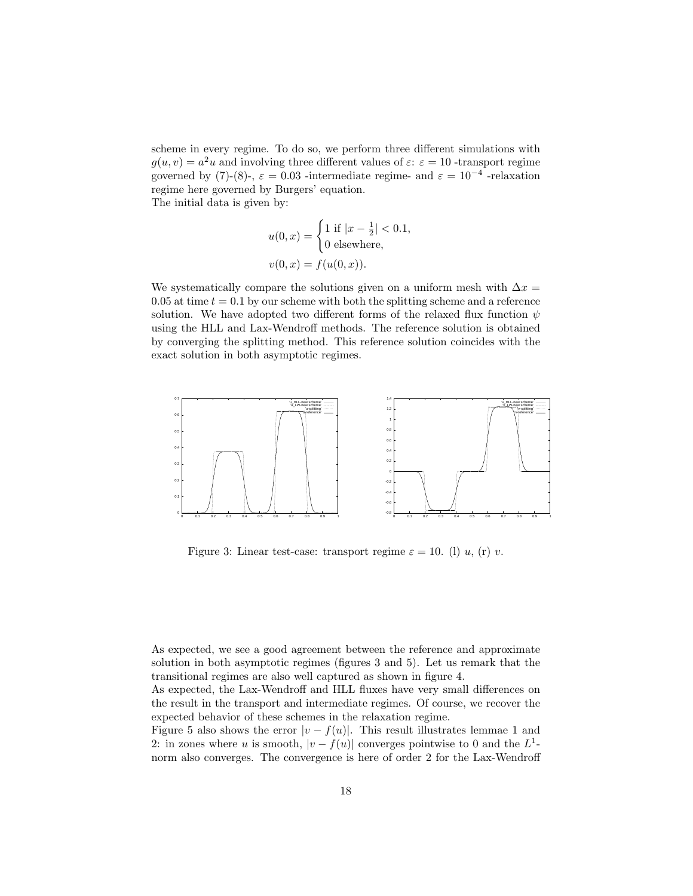scheme in every regime. To do so, we perform three different simulations with $g(u, v) = a^2 u$ and involving three different values of $\varepsilon$: $\varepsilon = 10$ -transport regime governed by (7)-(8)-, $\varepsilon = 0.03$ -intermediate regime- and $\varepsilon = 10^{-4}$ -relaxation regime here governed by Burgers' equation.
The initial data is given by:

$$
u(0, x) = \begin{cases} 1 \text{ if } |x - \frac{1}{2}| < 0.1, \\ 0 \text{ elsewhere,} \end{cases}
$$

$$
v(0, x) = f(u(0, x)).
$$

We systematically compare the solutions given on a uniform mesh with $\Delta x = 0.05$ at time $t = 0.1$ by our scheme with both the splitting scheme and a reference solution. We have adopted two different forms of the relaxed flux function $\psi$ using the HLL and Lax-Wendroff methods. The reference solution is obtained by converging the splitting method. This reference solution coincides with the exact solution in both asymptotic regimes.

Figure 3: Linear test-case: transport regime $\varepsilon = 10$. (l) $u$, (r) $v$.

As expected, we see a good agreement between the reference and approximate solution in both asymptotic regimes (figures 3 and 5). Let us remark that the transitional regimes are also well captured as shown in figure 4.
As expected, the Lax-Wendroff and HLL fluxes have very small differences on the result in the transport and intermediate regimes. Of course, we recover the expected behavior of these schemes in the relaxation regime.
Figure 5 also shows the error $|v - f(u)|$. This result illustrates lemmae 1 and 2: in zones where $u$ is smooth, $|v - f(u)|$ converges pointwise to 0 and the $L^1$-norm also converges. The convergence is here of order 2 for the Lax-Wendroff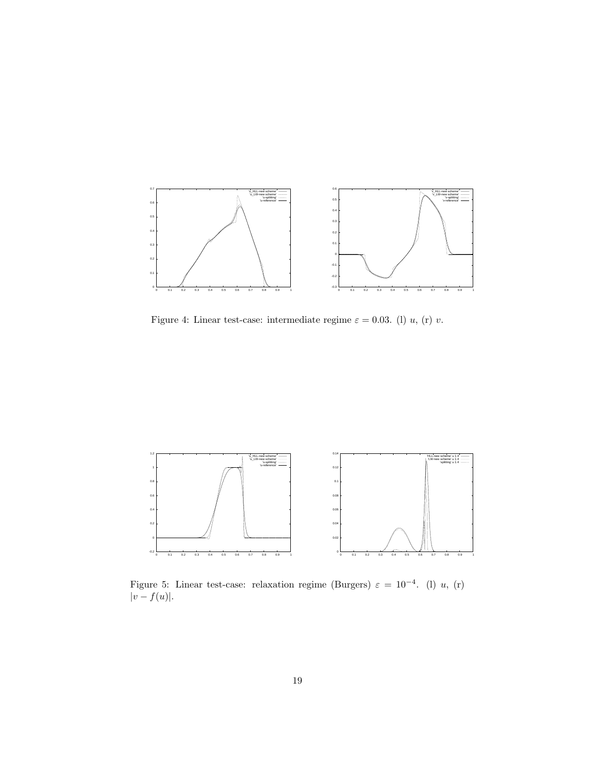Figure 4: Linear test-case: intermediate regime $\varepsilon = 0.03$. (l) $u$, (r) $v$.

Figure 5: Linear test-case: relaxation regime (Burgers) $\varepsilon = 10^{-4}$. (l) $u$, (r) $|v - f(u)|$.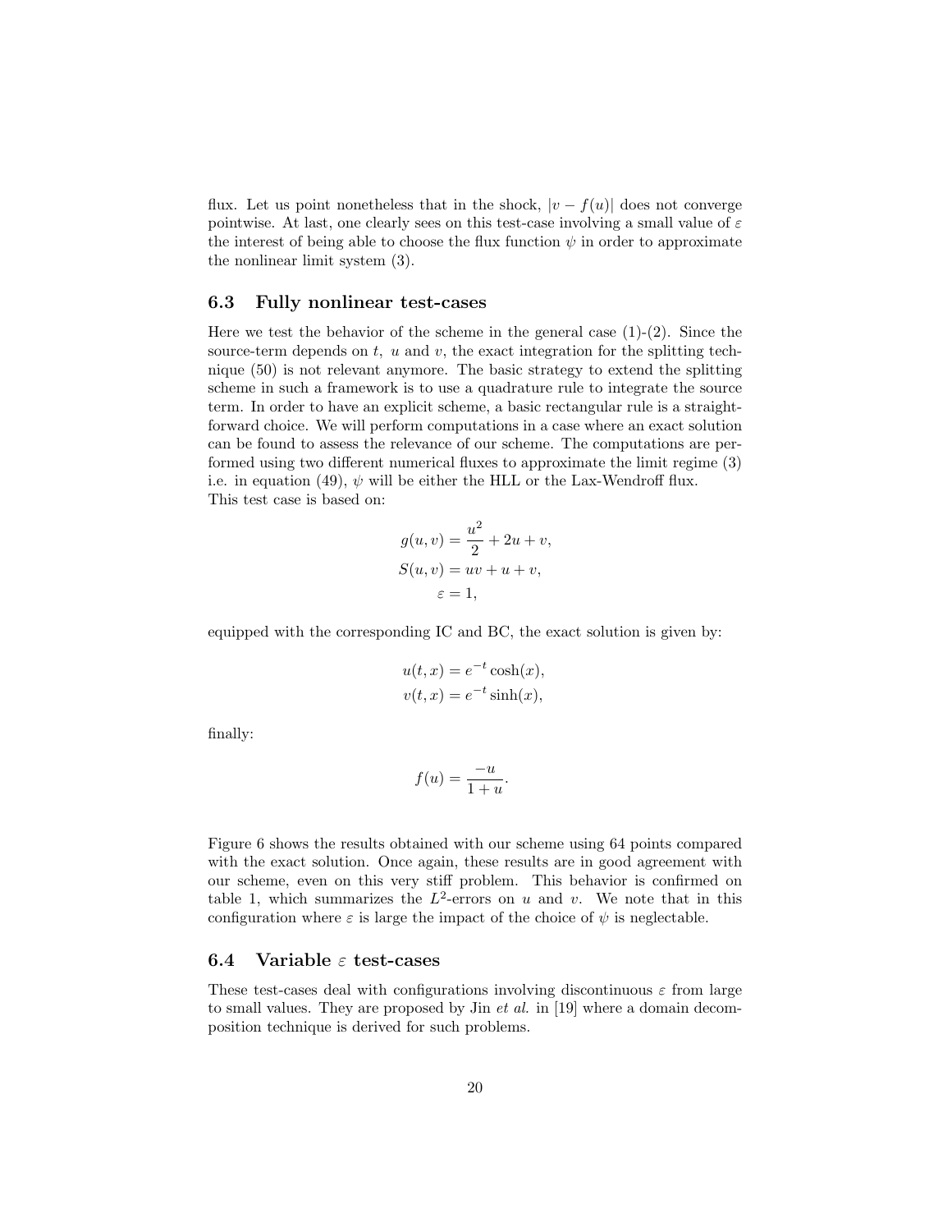flux. Let us point nonetheless that in the shock, $|v - f(u)|$ does not converge pointwise. At last, one clearly sees on this test-case involving a small value of $\varepsilon$ the interest of being able to choose the flux function $\psi$ in order to approximate the nonlinear limit system (3).

### 6.3 Fully nonlinear test-cases

Here we test the behavior of the scheme in the general case (1)-(2). Since the source-term depends on $t$, $u$ and $v$, the exact integration for the splitting technique (50) is not relevant anymore. The basic strategy to extend the splitting scheme in such a framework is to use a quadrature rule to integrate the source term. In order to have an explicit scheme, a basic rectangular rule is a straightforward choice. We will perform computations in a case where an exact solution can be found to assess the relevance of our scheme. The computations are performed using two different numerical fluxes to approximate the limit regime (3) i.e. in equation (49), $\psi$ will be either the HLL or the Lax-Wendroff flux.
This test case is based on:

$$
\begin{aligned}
g(u,v) &= \frac{u^2}{2} + 2u + v, \\
S(u,v) &= uv + u + v, \\
\varepsilon &= 1,
\end{aligned}
$$

equipped with the corresponding IC and BC, the exact solution is given by:

$$
\begin{aligned}
u(t,x) &= e^{-t}\cosh(x), \\
v(t,x) &= e^{-t}\sinh(x),
\end{aligned}
$$

finally:

$$
f(u) = \frac{-u}{1+u}.
$$

Figure 6 shows the results obtained with our scheme using 64 points compared with the exact solution. Once again, these results are in good agreement with our scheme, even on this very stiff problem. This behavior is confirmed on table 1, which summarizes the $L^2$-errors on $u$ and $v$. We note that in this configuration where $\varepsilon$ is large the impact of the choice of $\psi$ is neglectable.

### 6.4 Variable $\varepsilon$ test-cases

These test-cases deal with configurations involving discontinuous $\varepsilon$ from large to small values. They are proposed by Jin *et al.* in [19] where a domain decomposition technique is derived for such problems.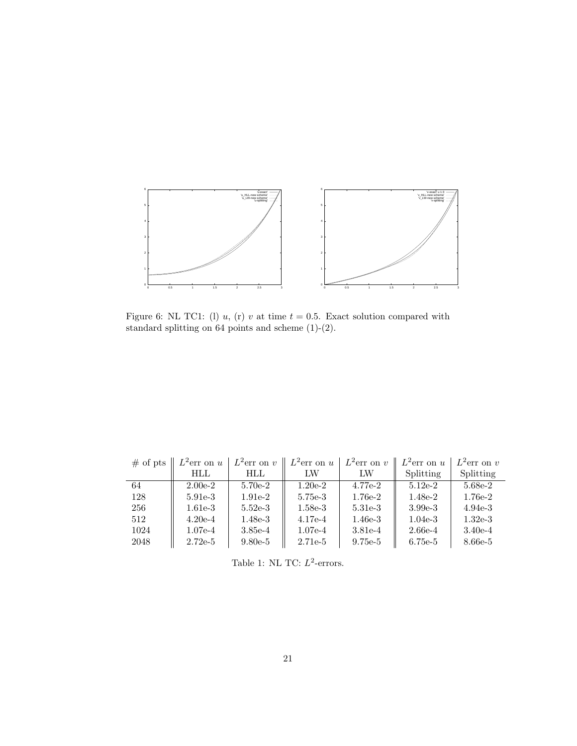Figure 6: NL TC1: (l) $u$, (r) $v$ at time $t = 0.5$. Exact solution compared with standard splitting on 64 points and scheme (1)-(2).

| # of pts | $L^2$err on $u$ HLL | $L^2$err on $v$ HLL | $L^2$err on $u$ LW | $L^2$err on $v$ LW | $L^2$err on $u$ Splitting | $L^2$err on $v$ Splitting |
|---|---|---|---|---|---|---|
| 64 | 2.00e-2 | 5.70e-2 | 1.20e-2 | 4.77e-2 | 5.12e-2 | 5.68e-2 |
| 128 | 5.91e-3 | 1.91e-2 | 5.75e-3 | 1.76e-2 | 1.48e-2 | 1.76e-2 |
| 256 | 1.61e-3 | 5.52e-3 | 1.58e-3 | 5.31e-3 | 3.99e-3 | 4.94e-3 |
| 512 | 4.20e-4 | 1.48e-3 | 4.17e-4 | 1.46e-3 | 1.04e-3 | 1.32e-3 |
| 1024 | 1.07e-4 | 3.85e-4 | 1.07e-4 | 3.81e-4 | 2.66e-4 | 3.40e-4 |
| 2048 | 2.72e-5 | 9.80e-5 | 2.71e-5 | 9.75e-5 | 6.75e-5 | 8.66e-5 |

Table 1: NL TC: $L^2$-errors.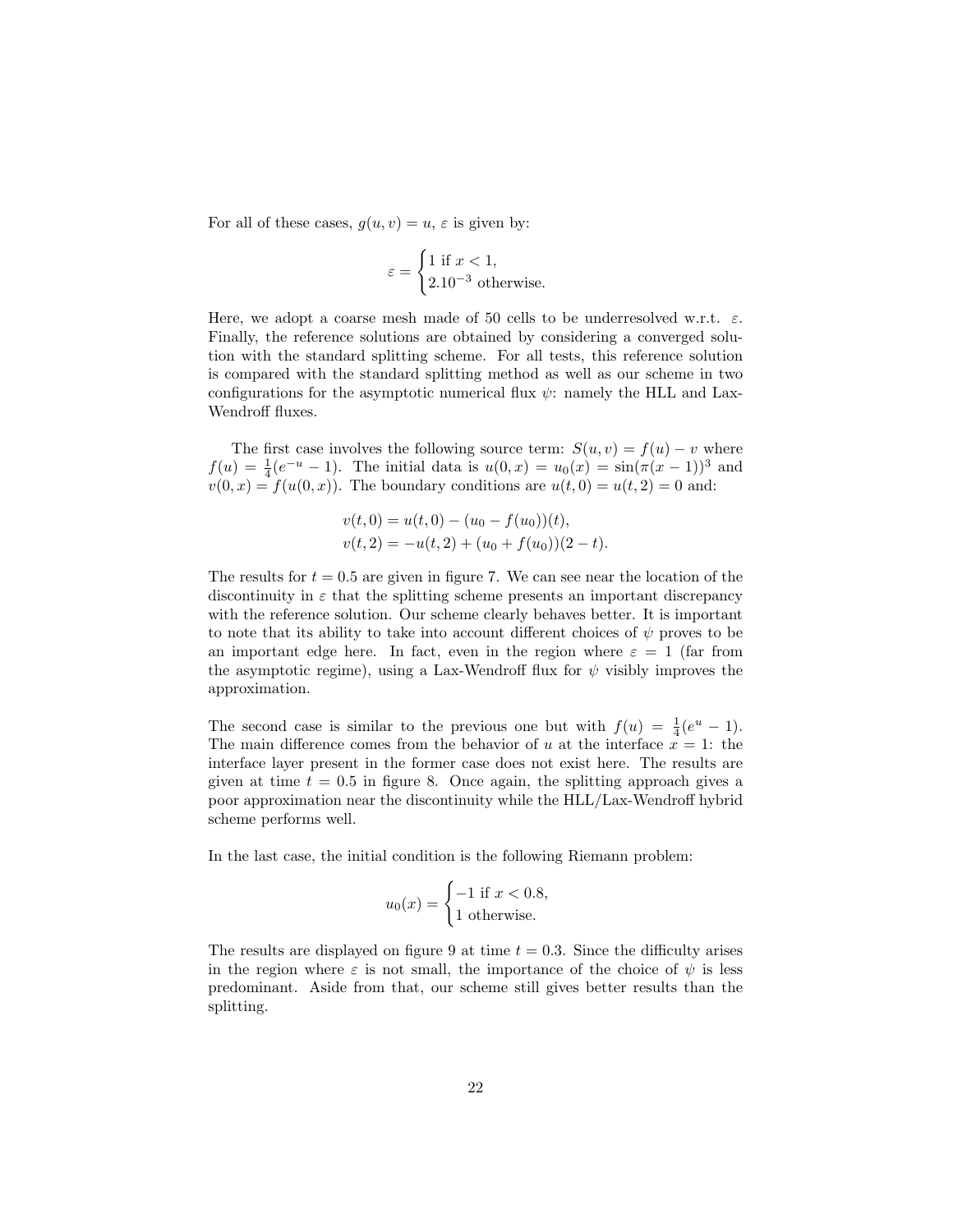For all of these cases, $g(u, v) = u$, $\varepsilon$ is given by:

$$\varepsilon = \begin{cases} 1 \text{ if } x < 1, \\ 2.10^{-3} \text{ otherwise.} \end{cases}$$

Here, we adopt a coarse mesh made of 50 cells to be underresolved w.r.t. $\varepsilon$. Finally, the reference solutions are obtained by considering a converged solution with the standard splitting scheme. For all tests, this reference solution is compared with the standard splitting method as well as our scheme in two configurations for the asymptotic numerical flux $\psi$: namely the HLL and Lax-Wendroff fluxes.

The first case involves the following source term: $S(u, v) = f(u) - v$ where $f(u) = \frac{1}{4}(e^{-u} - 1)$. The initial data is $u(0, x) = u_0(x) = \sin(\pi(x - 1))^3$ and $v(0, x) = f(u(0, x))$. The boundary conditions are $u(t, 0) = u(t, 2) = 0$ and:

$$\begin{aligned} v(t, 0) &= u(t, 0) - (u_0 - f(u_0))(t), \\ v(t, 2) &= -u(t, 2) + (u_0 + f(u_0))(2 - t). \end{aligned}$$

The results for $t = 0.5$ are given in figure 7. We can see near the location of the discontinuity in $\varepsilon$ that the splitting scheme presents an important discrepancy with the reference solution. Our scheme clearly behaves better. It is important to note that its ability to take into account different choices of $\psi$ proves to be an important edge here. In fact, even in the region where $\varepsilon = 1$ (far from the asymptotic regime), using a Lax-Wendroff flux for $\psi$ visibly improves the approximation.

The second case is similar to the previous one but with $f(u) = \frac{1}{4}(e^{u} - 1)$. The main difference comes from the behavior of $u$ at the interface $x = 1$: the interface layer present in the former case does not exist here. The results are given at time $t = 0.5$ in figure 8. Once again, the splitting approach gives a poor approximation near the discontinuity while the HLL/Lax-Wendroff hybrid scheme performs well.

In the last case, the initial condition is the following Riemann problem:

$$u_0(x) = \begin{cases} -1 \text{ if } x < 0.8, \\ 1 \text{ otherwise.} \end{cases}$$

The results are displayed on figure 9 at time $t = 0.3$. Since the difficulty arises in the region where $\varepsilon$ is not small, the importance of the choice of $\psi$ is less predominant. Aside from that, our scheme still gives better results than the splitting.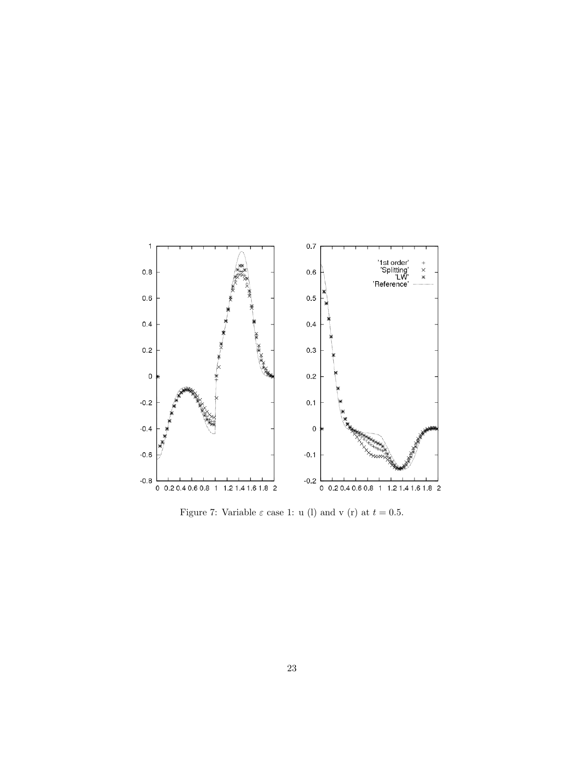Figure 7: Variable $\varepsilon$ case 1: u (l) and v (r) at $t = 0.5$.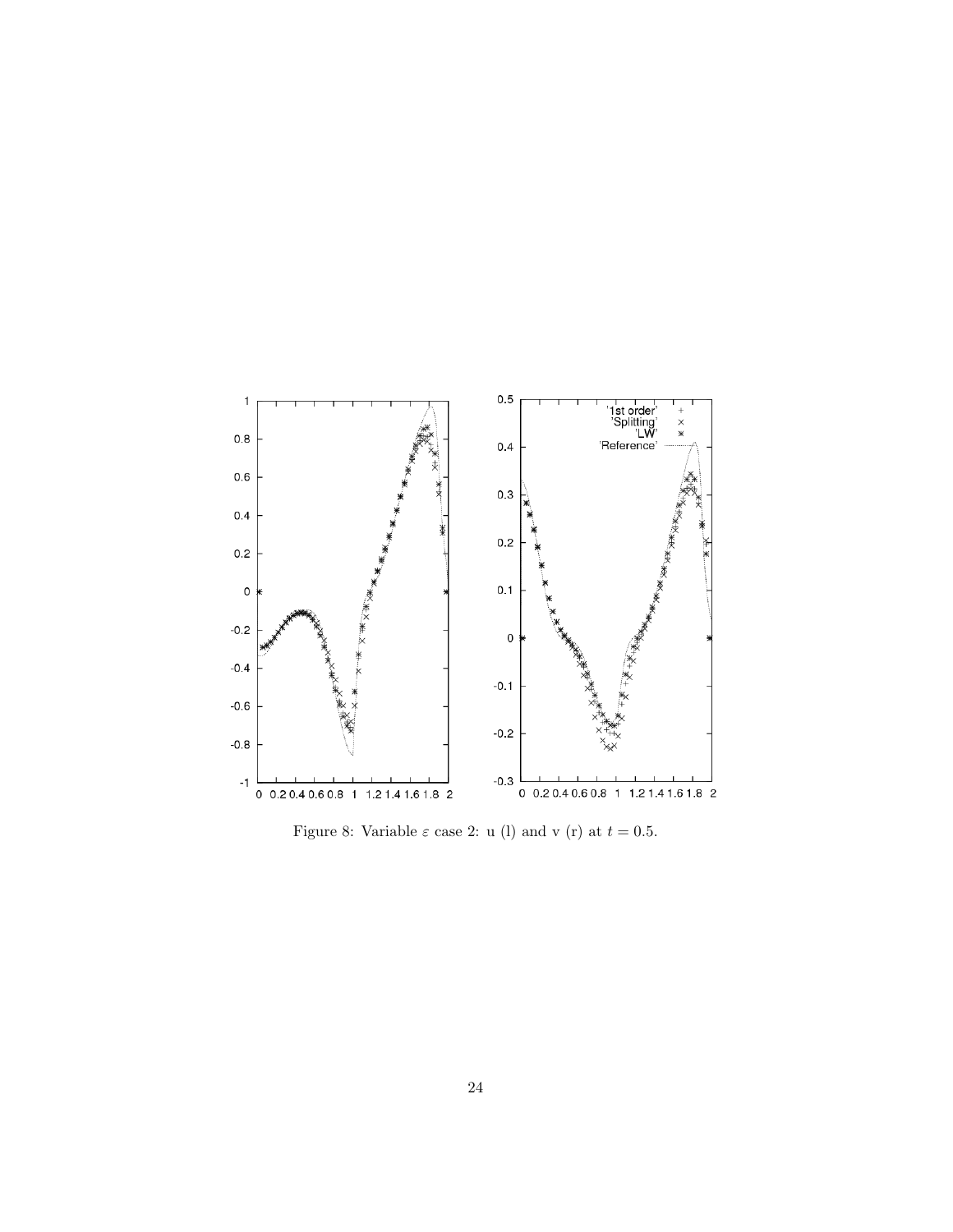Figure 8: Variable $\varepsilon$ case 2: u (l) and v (r) at $t = 0.5$.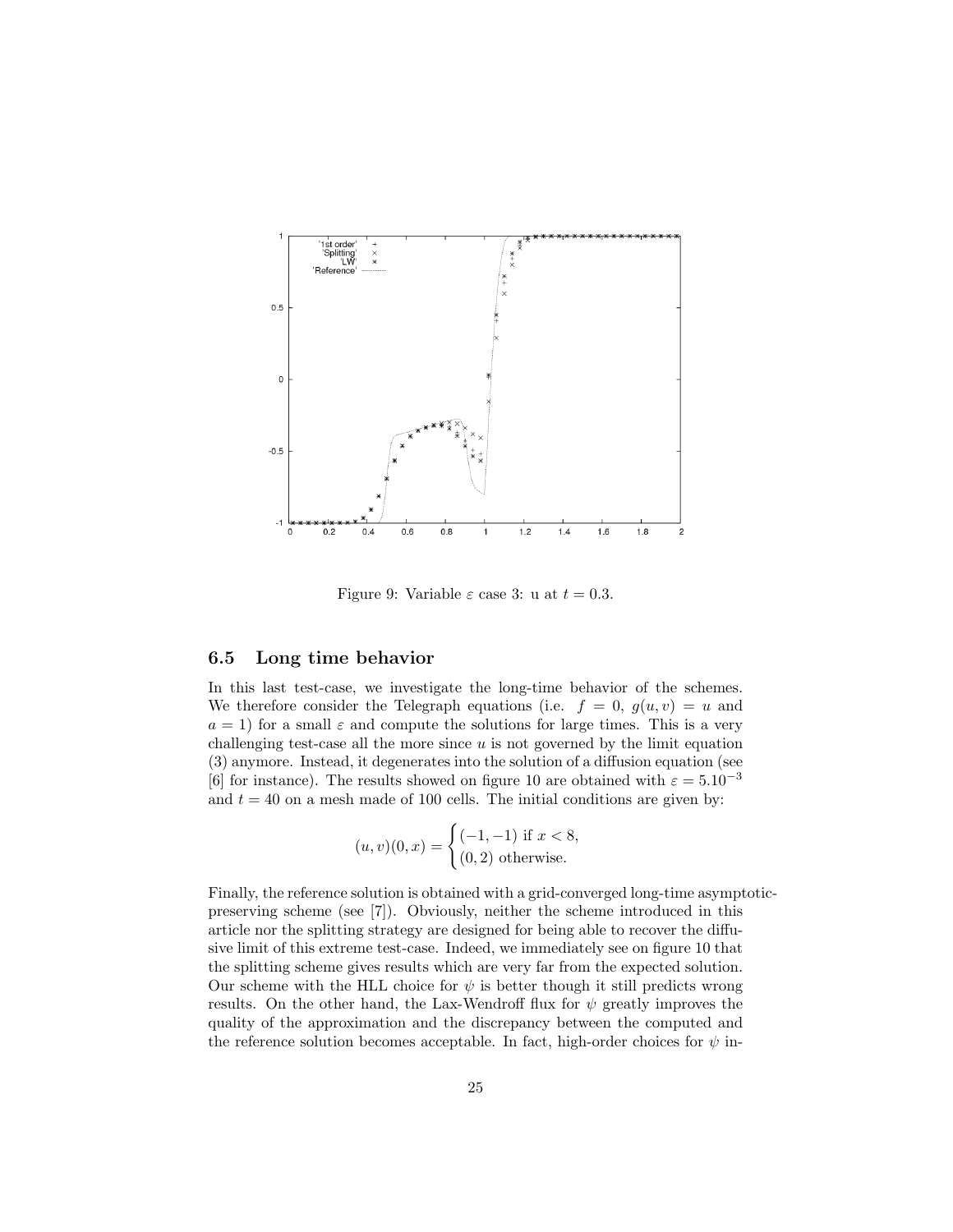Figure 9: Variable $\varepsilon$ case 3: u at $t = 0.3$.

### 6.5 Long time behavior

In this last test-case, we investigate the long-time behavior of the schemes. We therefore consider the Telegraph equations (i.e. $f = 0$, $g(u, v) = u$ and $a = 1$) for a small $\varepsilon$ and compute the solutions for large times. This is a very challenging test-case all the more since $u$ is not governed by the limit equation (3) anymore. Instead, it degenerates into the solution of a diffusion equation (see [6] for instance). The results showed on figure 10 are obtained with $\varepsilon = 5.10^{-3}$ and $t = 40$ on a mesh made of 100 cells. The initial conditions are given by:

$$
(u, v)(0, x) = \begin{cases} (-1, -1) \text{ if } x < 8, \\ (0, 2) \text{ otherwise.} \end{cases}
$$

Finally, the reference solution is obtained with a grid-converged long-time asymptotic-preserving scheme (see [7]). Obviously, neither the scheme introduced in this article nor the splitting strategy are designed for being able to recover the diffusive limit of this extreme test-case. Indeed, we immediately see on figure 10 that the splitting scheme gives results which are very far from the expected solution. Our scheme with the HLL choice for $\psi$ is better though it still predicts wrong results. On the other hand, the Lax-Wendroff flux for $\psi$ greatly improves the quality of the approximation and the discrepancy between the computed and the reference solution becomes acceptable. In fact, high-order choices for $\psi$ in-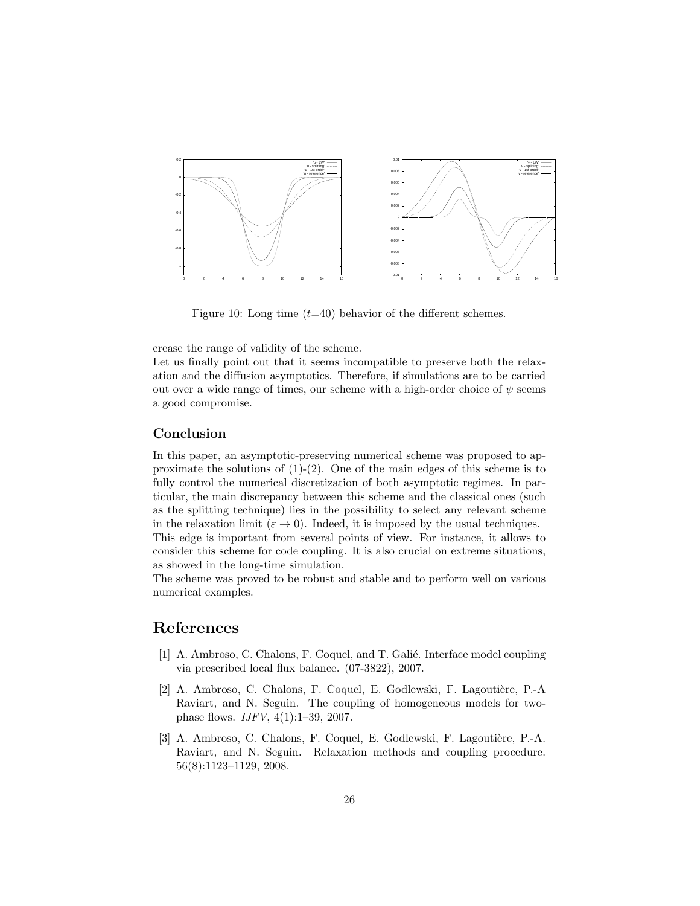Figure 10: Long time ($t$=40) behavior of the different schemes.

crease the range of validity of the scheme.
Let us finally point out that it seems incompatible to preserve both the relaxation and the diffusion asymptotics. Therefore, if simulations are to be carried out over a wide range of times, our scheme with a high-order choice of $\psi$ seems a good compromise.

### Conclusion

In this paper, an asymptotic-preserving numerical scheme was proposed to approximate the solutions of (1)-(2). One of the main edges of this scheme is to fully control the numerical discretization of both asymptotic regimes. In particular, the main discrepancy between this scheme and the classical ones (such as the splitting technique) lies in the possibility to select any relevant scheme in the relaxation limit ($\varepsilon \to 0$). Indeed, it is imposed by the usual techniques.
This edge is important from several points of view. For instance, it allows to consider this scheme for code coupling. It is also crucial on extreme situations, as showed in the long-time simulation.
The scheme was proved to be robust and stable and to perform well on various numerical examples.

## References

[1] A. Ambroso, C. Chalons, F. Coquel, and T. Galié. Interface model coupling via prescribed local flux balance. (07-3822), 2007.

[2] A. Ambroso, C. Chalons, F. Coquel, E. Godlewski, F. Lagoutière, P.-A Raviart, and N. Seguin. The coupling of homogeneous models for two-phase flows. *IJFV*, 4(1):1–39, 2007.

[3] A. Ambroso, C. Chalons, F. Coquel, E. Godlewski, F. Lagoutière, P.-A. Raviart, and N. Seguin. Relaxation methods and coupling procedure. 56(8):1123–1129, 2008.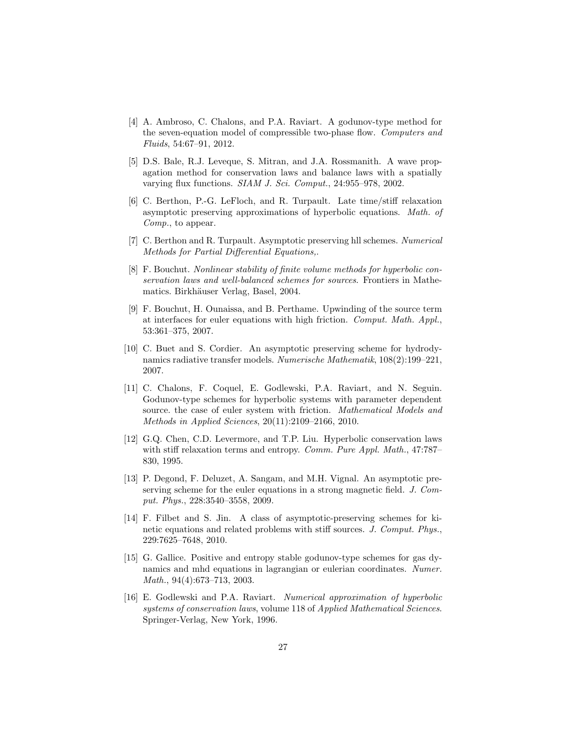[4] A. Ambroso, C. Chalons, and P.A. Raviart. A godunov-type method for the seven-equation model of compressible two-phase flow. *Computers and Fluids*, 54:67–91, 2012.

[5] D.S. Bale, R.J. Leveque, S. Mitran, and J.A. Rossmanith. A wave propagation method for conservation laws and balance laws with a spatially varying flux functions. *SIAM J. Sci. Comput.*, 24:955–978, 2002.

[6] C. Berthon, P.-G. LeFloch, and R. Turpault. Late time/stiff relaxation asymptotic preserving approximations of hyperbolic equations. *Math. of Comp.*, to appear.

[7] C. Berthon and R. Turpault. Asymptotic preserving hll schemes. *Numerical Methods for Partial Differential Equations,*.

[8] F. Bouchut. *Nonlinear stability of finite volume methods for hyperbolic conservation laws and well-balanced schemes for sources*. Frontiers in Mathematics. Birkhäuser Verlag, Basel, 2004.

[9] F. Bouchut, H. Ounaissa, and B. Perthame. Upwinding of the source term at interfaces for euler equations with high friction. *Comput. Math. Appl.*, 53:361–375, 2007.

[10] C. Buet and S. Cordier. An asymptotic preserving scheme for hydrodynamics radiative transfer models. *Numerische Mathematik*, 108(2):199–221, 2007.

[11] C. Chalons, F. Coquel, E. Godlewski, P.A. Raviart, and N. Seguin. Godunov-type schemes for hyperbolic systems with parameter dependent source. the case of euler system with friction. *Mathematical Models and Methods in Applied Sciences*, 20(11):2109–2166, 2010.

[12] G.Q. Chen, C.D. Levermore, and T.P. Liu. Hyperbolic conservation laws with stiff relaxation terms and entropy. *Comm. Pure Appl. Math.*, 47:787–830, 1995.

[13] P. Degond, F. Deluzet, A. Sangam, and M.H. Vignal. An asymptotic preserving scheme for the euler equations in a strong magnetic field. *J. Comput. Phys.*, 228:3540–3558, 2009.

[14] F. Filbet and S. Jin. A class of asymptotic-preserving schemes for kinetic equations and related problems with stiff sources. *J. Comput. Phys.*, 229:7625–7648, 2010.

[15] G. Gallice. Positive and entropy stable godunov-type schemes for gas dynamics and mhd equations in lagrangian or eulerian coordinates. *Numer. Math.*, 94(4):673–713, 2003.

[16] E. Godlewski and P.A. Raviart. *Numerical approximation of hyperbolic systems of conservation laws*, volume 118 of *Applied Mathematical Sciences*. Springer-Verlag, New York, 1996.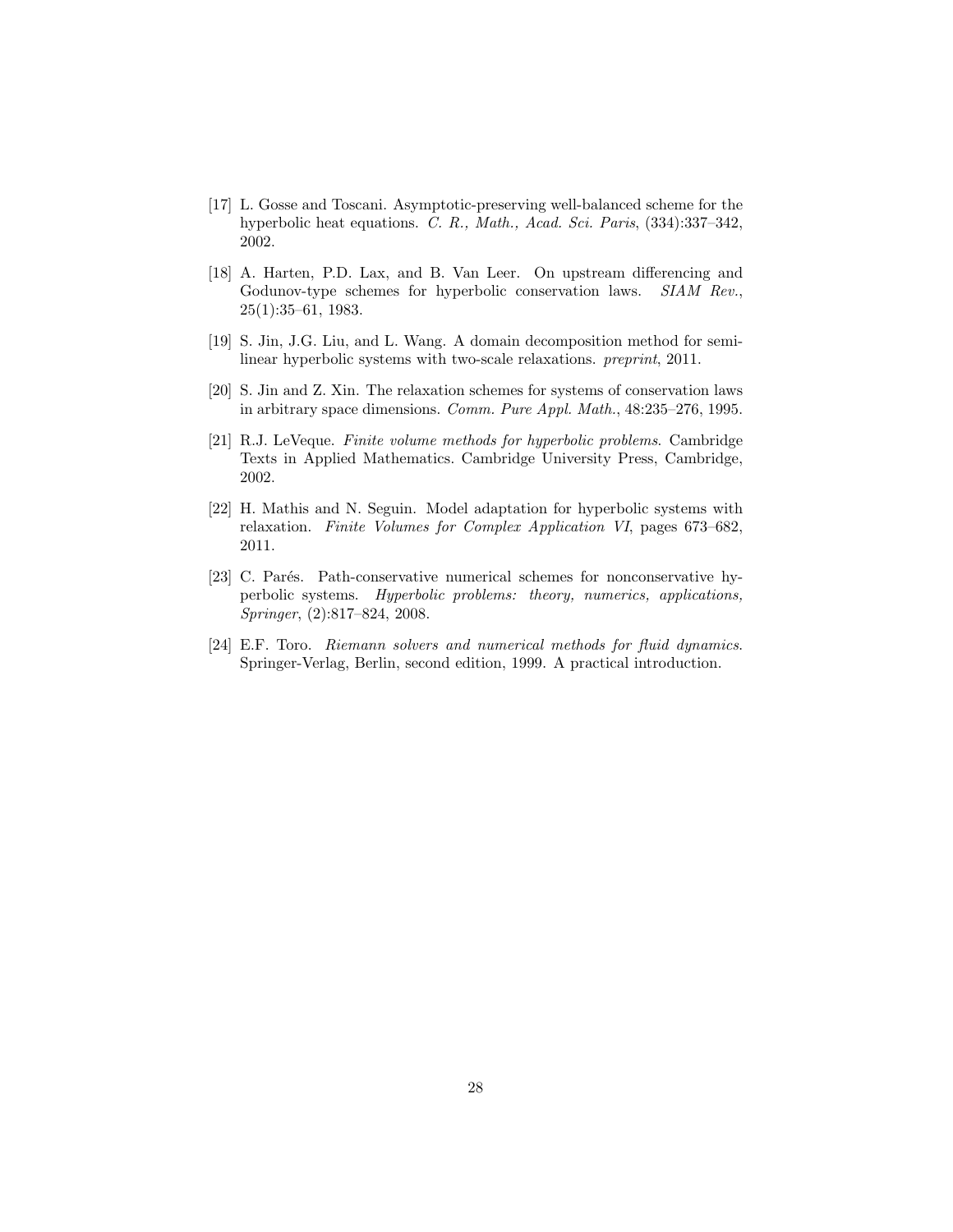[17] L. Gosse and Toscani. Asymptotic-preserving well-balanced scheme for the hyperbolic heat equations. *C. R., Math., Acad. Sci. Paris*, (334):337–342, 2002.

[18] A. Harten, P.D. Lax, and B. Van Leer. On upstream differencing and Godunov-type schemes for hyperbolic conservation laws. *SIAM Rev.*, 25(1):35–61, 1983.

[19] S. Jin, J.G. Liu, and L. Wang. A domain decomposition method for semilinear hyperbolic systems with two-scale relaxations. *preprint*, 2011.

[20] S. Jin and Z. Xin. The relaxation schemes for systems of conservation laws in arbitrary space dimensions. *Comm. Pure Appl. Math.*, 48:235–276, 1995.

[21] R.J. LeVeque. *Finite volume methods for hyperbolic problems*. Cambridge Texts in Applied Mathematics. Cambridge University Press, Cambridge, 2002.

[22] H. Mathis and N. Seguin. Model adaptation for hyperbolic systems with relaxation. *Finite Volumes for Complex Application VI*, pages 673–682, 2011.

[23] C. Parés. Path-conservative numerical schemes for nonconservative hyperbolic systems. *Hyperbolic problems: theory, numerics, applications, Springer*, (2):817–824, 2008.

[24] E.F. Toro. *Riemann solvers and numerical methods for fluid dynamics*. Springer-Verlag, Berlin, second edition, 1999. A practical introduction.